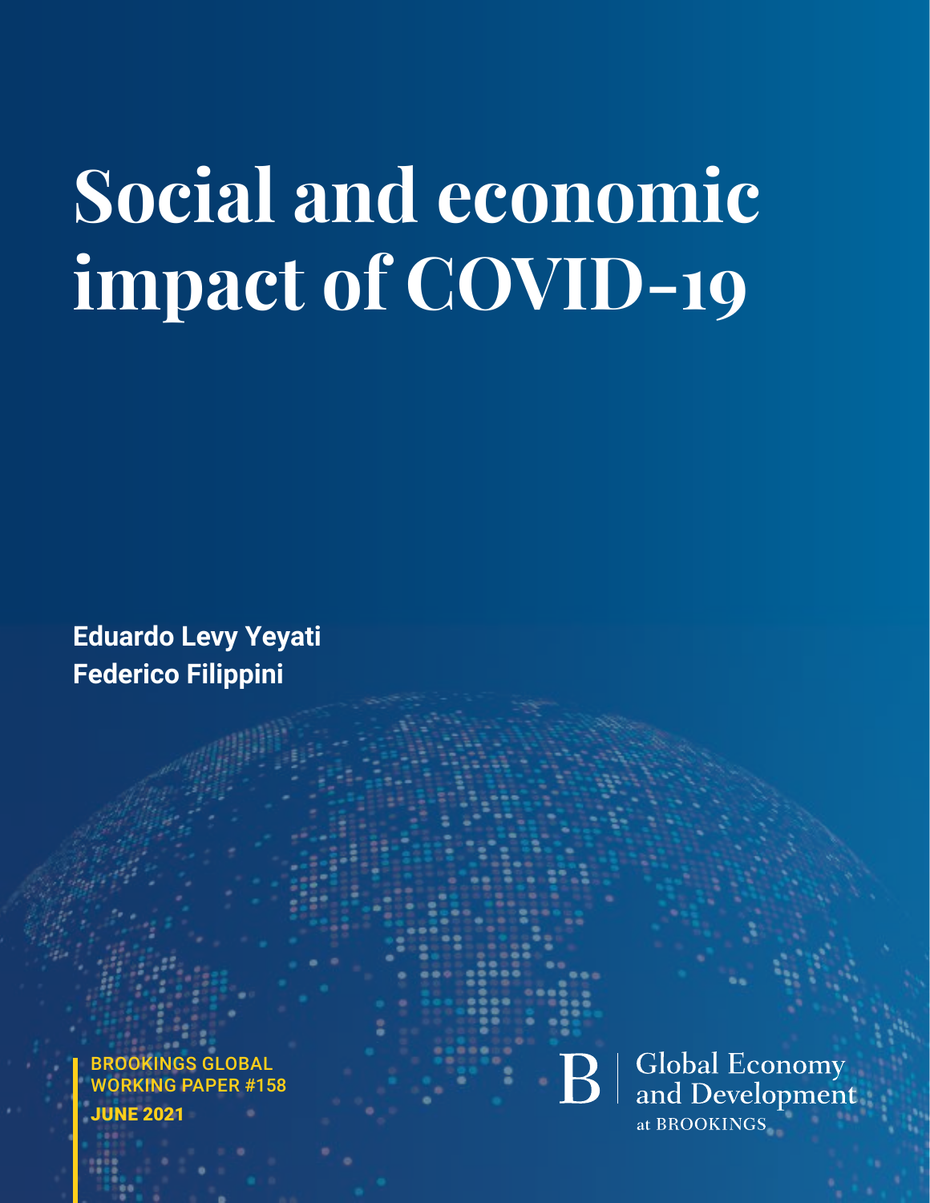# Social and economic impact of COVID-19

**Eduardo Levy Yeyati**
**Federico Filippini**

BROOKINGS GLOBAL WORKING PAPER #158

**JUNE 2021**

Global Economy and Development at BROOKINGS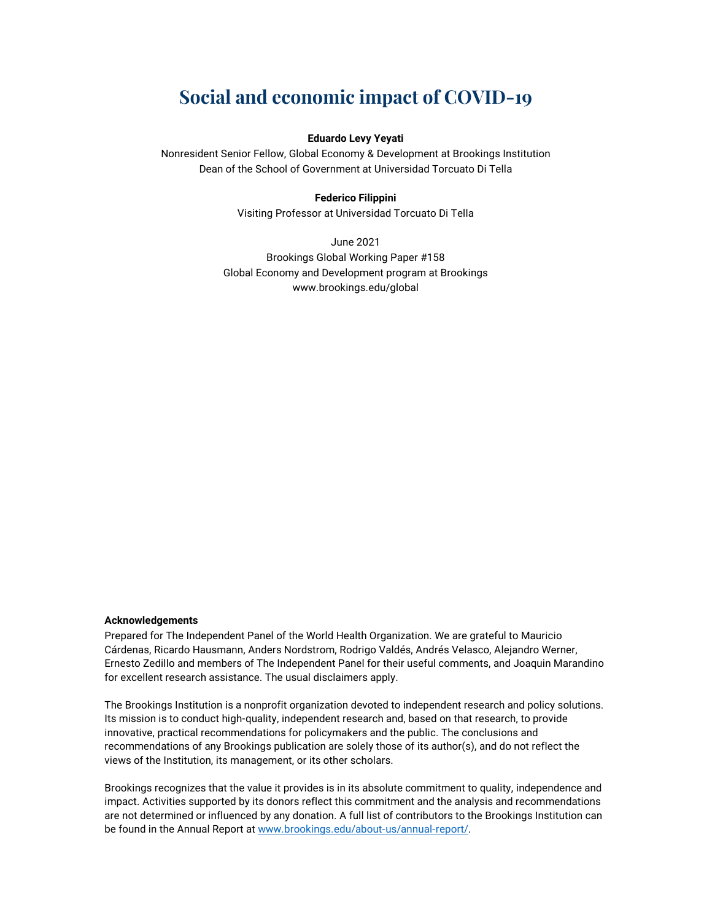# Social and economic impact of COVID-19

**Eduardo Levy Yeyati**

Nonresident Senior Fellow, Global Economy & Development at Brookings Institution
Dean of the School of Government at Universidad Torcuato Di Tella

**Federico Filippini**

Visiting Professor at Universidad Torcuato Di Tella

June 2021
Brookings Global Working Paper #158
Global Economy and Development program at Brookings
www.brookings.edu/global

**Acknowledgements**

Prepared for The Independent Panel of the World Health Organization. We are grateful to Mauricio Cárdenas, Ricardo Hausmann, Anders Nordstrom, Rodrigo Valdés, Andrés Velasco, Alejandro Werner, Ernesto Zedillo and members of The Independent Panel for their useful comments, and Joaquin Marandino for excellent research assistance. The usual disclaimers apply.

The Brookings Institution is a nonprofit organization devoted to independent research and policy solutions. Its mission is to conduct high-quality, independent research and, based on that research, to provide innovative, practical recommendations for policymakers and the public. The conclusions and recommendations of any Brookings publication are solely those of its author(s), and do not reflect the views of the Institution, its management, or its other scholars.

Brookings recognizes that the value it provides is in its absolute commitment to quality, independence and impact. Activities supported by its donors reflect this commitment and the analysis and recommendations are not determined or influenced by any donation. A full list of contributors to the Brookings Institution can be found in the Annual Report at [www.brookings.edu/about-us/annual-report/](www.brookings.edu/about-us/annual-report/).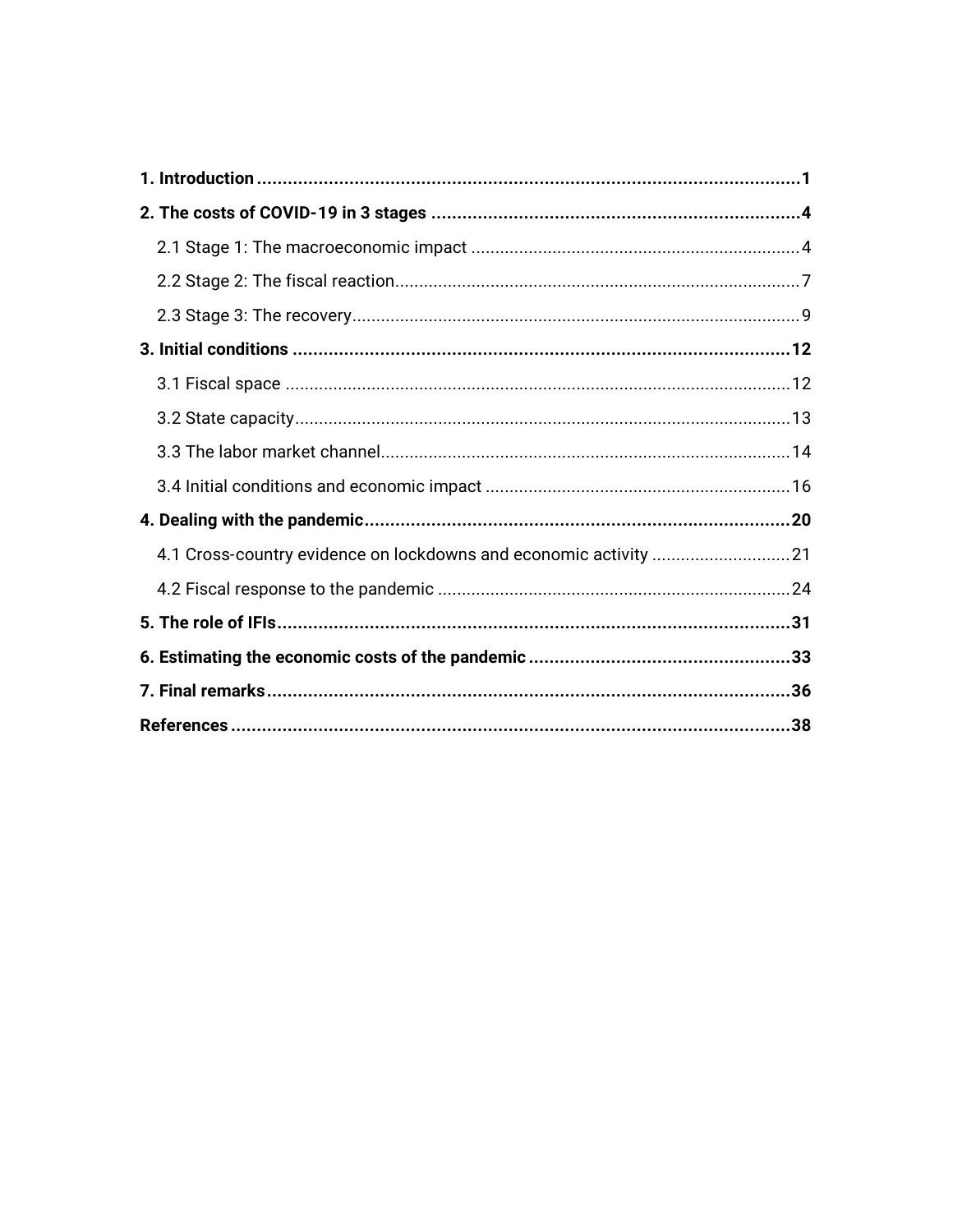**1. Introduction** .......................................................................................................... **1**

**2. The costs of COVID-19 in 3 stages** ......................................................................... **4**

2.1 Stage 1: The macroeconomic impact .................................................................... 4

2.2 Stage 2: The fiscal reaction..................................................................................... 7

2.3 Stage 3: The recovery............................................................................................. 9

**3. Initial conditions** .................................................................................................. **12**

3.1 Fiscal space .......................................................................................................... 12

3.2 State capacity........................................................................................................ 13

3.3 The labor market channel...................................................................................... 14

3.4 Initial conditions and economic impact ................................................................ 16

**4. Dealing with the pandemic**.................................................................................... **20**

4.1 Cross-country evidence on lockdowns and economic activity ............................. 21

4.2 Fiscal response to the pandemic .......................................................................... 24

**5. The role of IFIs**....................................................................................................... **31**

**6. Estimating the economic costs of the pandemic** ................................................... **33**

**7. Final remarks**......................................................................................................... **36**

**References** .............................................................................................................. **38**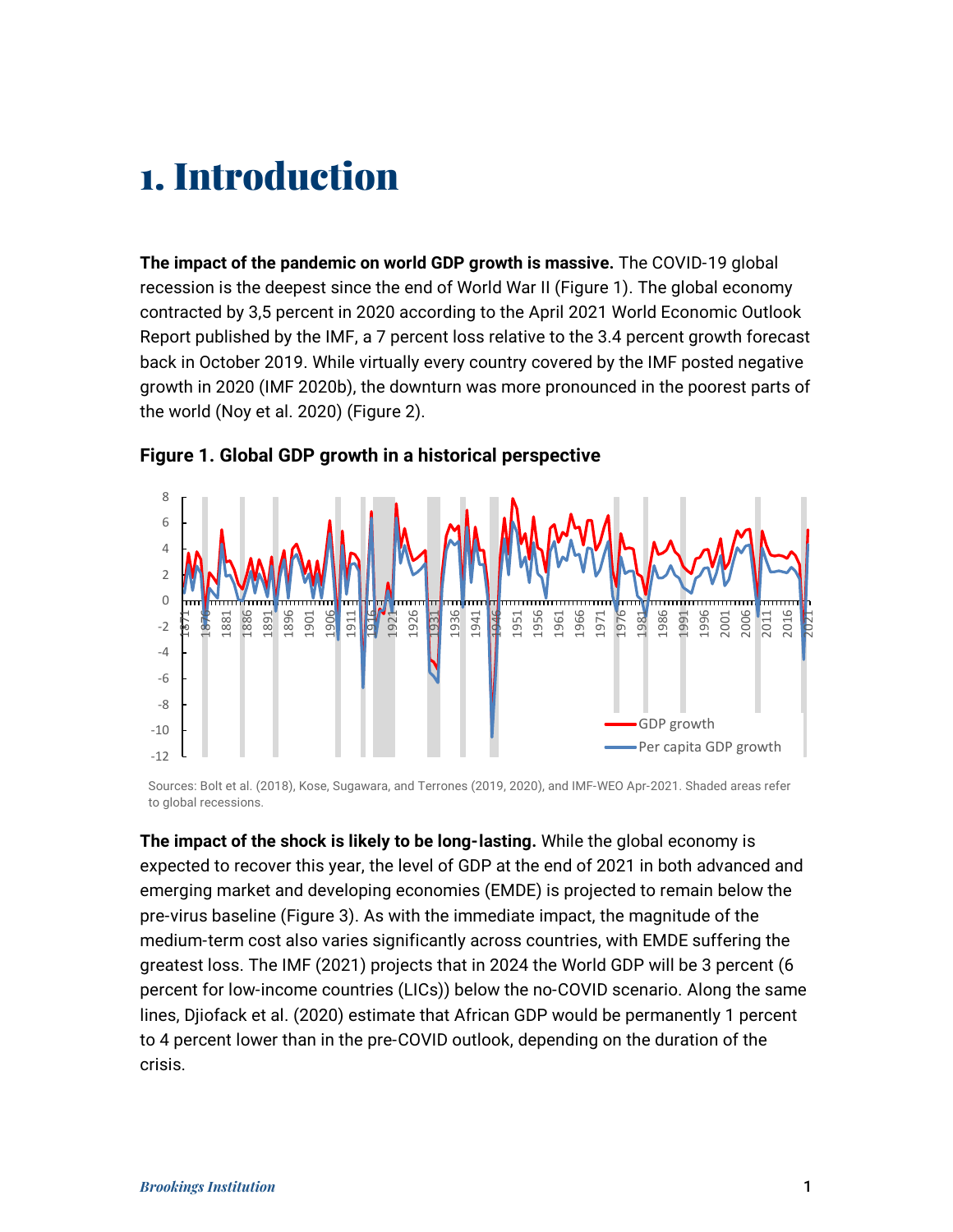# 1. Introduction

**The impact of the pandemic on world GDP growth is massive.** The COVID-19 global recession is the deepest since the end of World War II (Figure 1). The global economy contracted by 3,5 percent in 2020 according to the April 2021 World Economic Outlook Report published by the IMF, a 7 percent loss relative to the 3.4 percent growth forecast back in October 2019. While virtually every country covered by the IMF posted negative growth in 2020 (IMF 2020b), the downturn was more pronounced in the poorest parts of the world (Noy et al. 2020) (Figure 2).

**Figure 1. Global GDP growth in a historical perspective**

Sources: Bolt et al. (2018), Kose, Sugawara, and Terrones (2019, 2020), and IMF-WEO Apr-2021. Shaded areas refer to global recessions.

**The impact of the shock is likely to be long-lasting.** While the global economy is expected to recover this year, the level of GDP at the end of 2021 in both advanced and emerging market and developing economies (EMDE) is projected to remain below the pre-virus baseline (Figure 3). As with the immediate impact, the magnitude of the medium-term cost also varies significantly across countries, with EMDE suffering the greatest loss. The IMF (2021) projects that in 2024 the World GDP will be 3 percent (6 percent for low-income countries (LICs)) below the no-COVID scenario. Along the same lines, Djiofack et al. (2020) estimate that African GDP would be permanently 1 percent to 4 percent lower than in the pre-COVID outlook, depending on the duration of the crisis.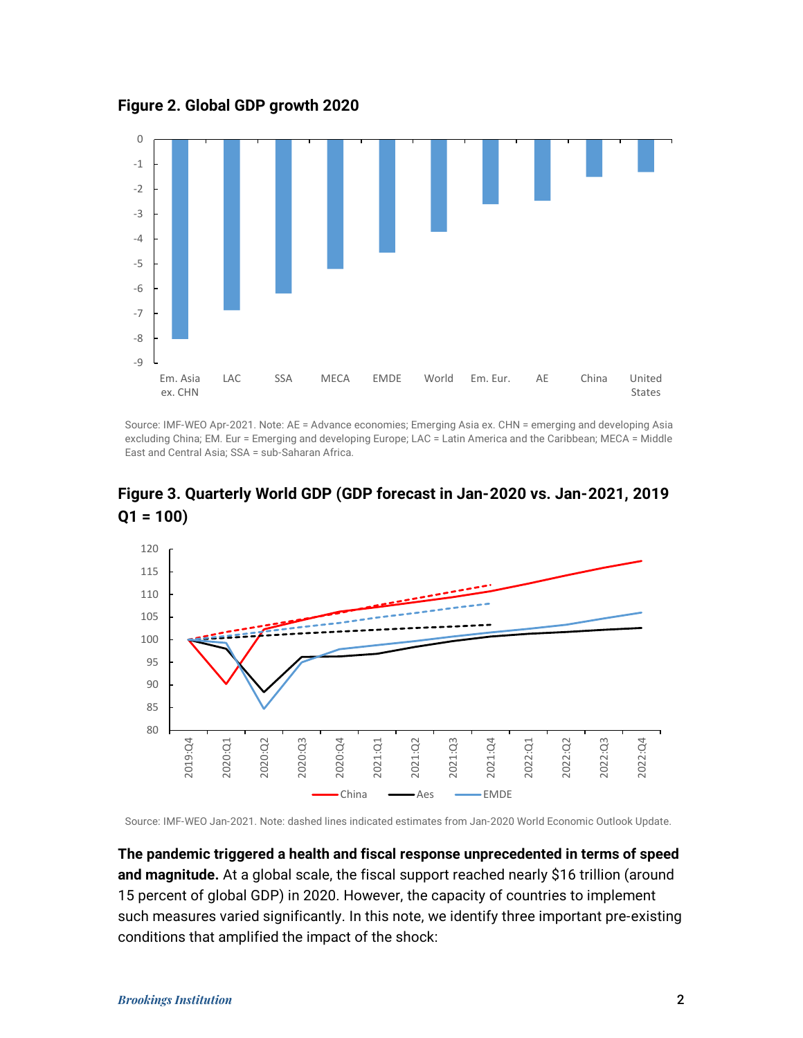**Figure 2. Global GDP growth 2020**

Source: IMF-WEO Apr-2021. Note: AE = Advance economies; Emerging Asia ex. CHN = emerging and developing Asia excluding China; EM. Eur = Emerging and developing Europe; LAC = Latin America and the Caribbean; MECA = Middle East and Central Asia; SSA = sub-Saharan Africa.

**Figure 3. Quarterly World GDP (GDP forecast in Jan-2020 vs. Jan-2021, 2019 Q1 = 100)**

Source: IMF-WEO Jan-2021. Note: dashed lines indicated estimates from Jan-2020 World Economic Outlook Update.

**The pandemic triggered a health and fiscal response unprecedented in terms of speed and magnitude.** At a global scale, the fiscal support reached nearly $16 trillion (around 15 percent of global GDP) in 2020. However, the capacity of countries to implement such measures varied significantly. In this note, we identify three important pre-existing conditions that amplified the impact of the shock: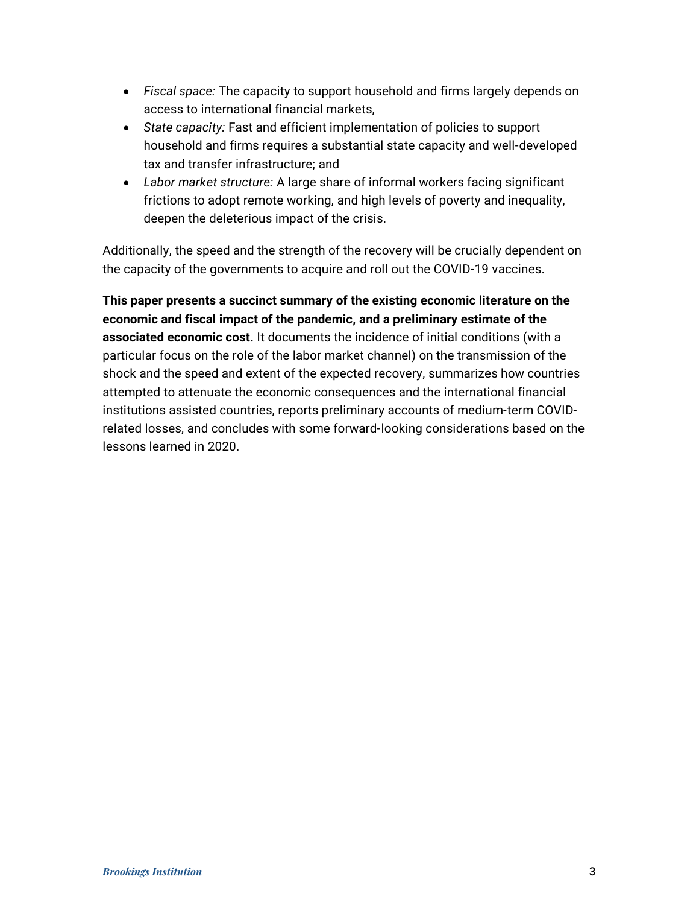- *Fiscal space:* The capacity to support household and firms largely depends on access to international financial markets,
- *State capacity:* Fast and efficient implementation of policies to support household and firms requires a substantial state capacity and well-developed tax and transfer infrastructure; and
- *Labor market structure:* A large share of informal workers facing significant frictions to adopt remote working, and high levels of poverty and inequality, deepen the deleterious impact of the crisis.

Additionally, the speed and the strength of the recovery will be crucially dependent on the capacity of the governments to acquire and roll out the COVID-19 vaccines.

**This paper presents a succinct summary of the existing economic literature on the economic and fiscal impact of the pandemic, and a preliminary estimate of the associated economic cost.** It documents the incidence of initial conditions (with a particular focus on the role of the labor market channel) on the transmission of the shock and the speed and extent of the expected recovery, summarizes how countries attempted to attenuate the economic consequences and the international financial institutions assisted countries, reports preliminary accounts of medium-term COVID-related losses, and concludes with some forward-looking considerations based on the lessons learned in 2020.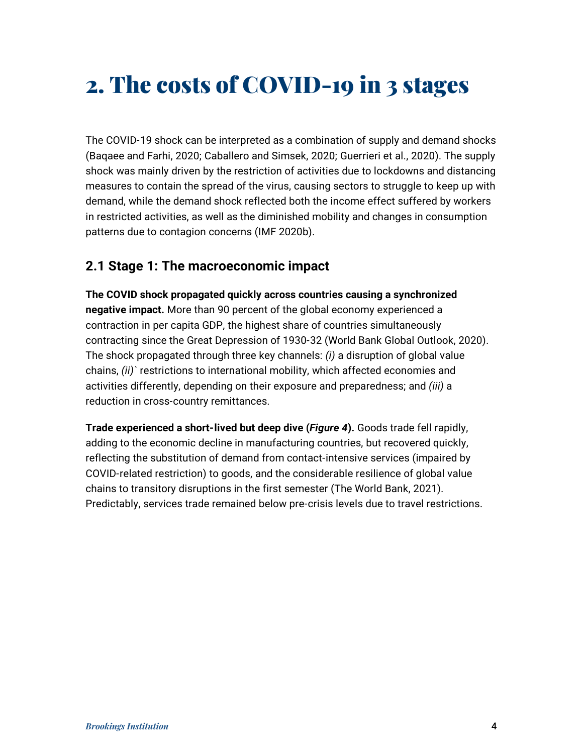# 2. The costs of COVID-19 in 3 stages

The COVID-19 shock can be interpreted as a combination of supply and demand shocks (Baqaee and Farhi, 2020; Caballero and Simsek, 2020; Guerrieri et al., 2020). The supply shock was mainly driven by the restriction of activities due to lockdowns and distancing measures to contain the spread of the virus, causing sectors to struggle to keep up with demand, while the demand shock reflected both the income effect suffered by workers in restricted activities, as well as the diminished mobility and changes in consumption patterns due to contagion concerns (IMF 2020b).

## 2.1 Stage 1: The macroeconomic impact

**The COVID shock propagated quickly across countries causing a synchronized negative impact.** More than 90 percent of the global economy experienced a contraction in per capita GDP, the highest share of countries simultaneously contracting since the Great Depression of 1930-32 (World Bank Global Outlook, 2020). The shock propagated through three key channels: *(i)* a disruption of global value chains, *(ii)*` restrictions to international mobility, which affected economies and activities differently, depending on their exposure and preparedness; and *(iii)* a reduction in cross-country remittances.

**Trade experienced a short-lived but deep dive (*Figure 4*).** Goods trade fell rapidly, adding to the economic decline in manufacturing countries, but recovered quickly, reflecting the substitution of demand from contact-intensive services (impaired by COVID-related restriction) to goods, and the considerable resilience of global value chains to transitory disruptions in the first semester (The World Bank, 2021). Predictably, services trade remained below pre-crisis levels due to travel restrictions.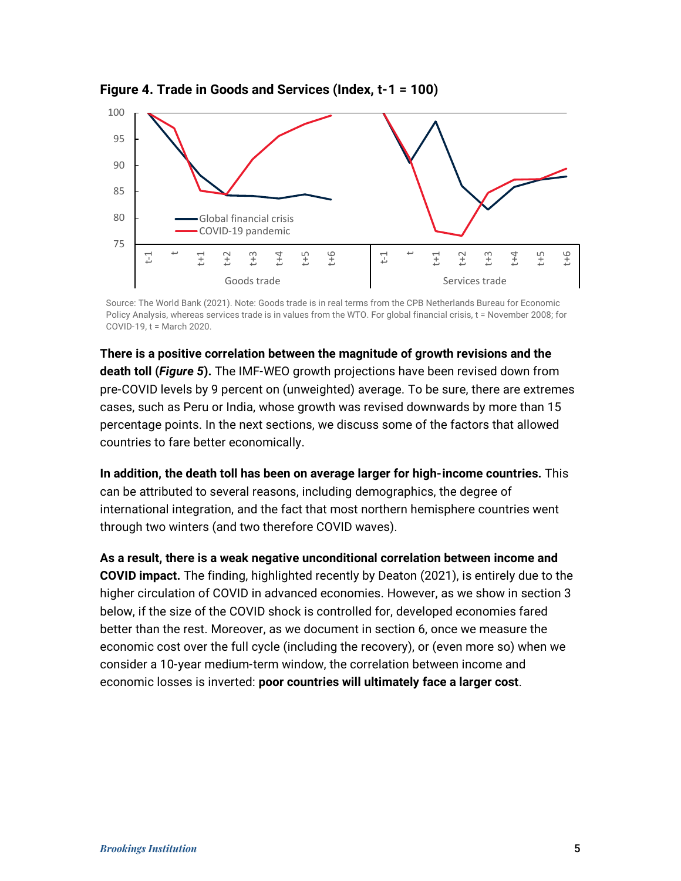**Figure 4. Trade in Goods and Services (Index, t-1 = 100)**

Source: The World Bank (2021). Note: Goods trade is in real terms from the CPB Netherlands Bureau for Economic Policy Analysis, whereas services trade is in values from the WTO. For global financial crisis, t = November 2008; for COVID-19, t = March 2020.

**There is a positive correlation between the magnitude of growth revisions and the death toll (*Figure 5*).** The IMF-WEO growth projections have been revised down from pre-COVID levels by 9 percent on (unweighted) average. To be sure, there are extremes cases, such as Peru or India, whose growth was revised downwards by more than 15 percentage points. In the next sections, we discuss some of the factors that allowed countries to fare better economically.

**In addition, the death toll has been on average larger for high-income countries.** This can be attributed to several reasons, including demographics, the degree of international integration, and the fact that most northern hemisphere countries went through two winters (and two therefore COVID waves).

**As a result, there is a weak negative unconditional correlation between income and COVID impact.** The finding, highlighted recently by Deaton (2021), is entirely due to the higher circulation of COVID in advanced economies. However, as we show in section 3 below, if the size of the COVID shock is controlled for, developed economies fared better than the rest. Moreover, as we document in section 6, once we measure the economic cost over the full cycle (including the recovery), or (even more so) when we consider a 10-year medium-term window, the correlation between income and economic losses is inverted: **poor countries will ultimately face a larger cost**.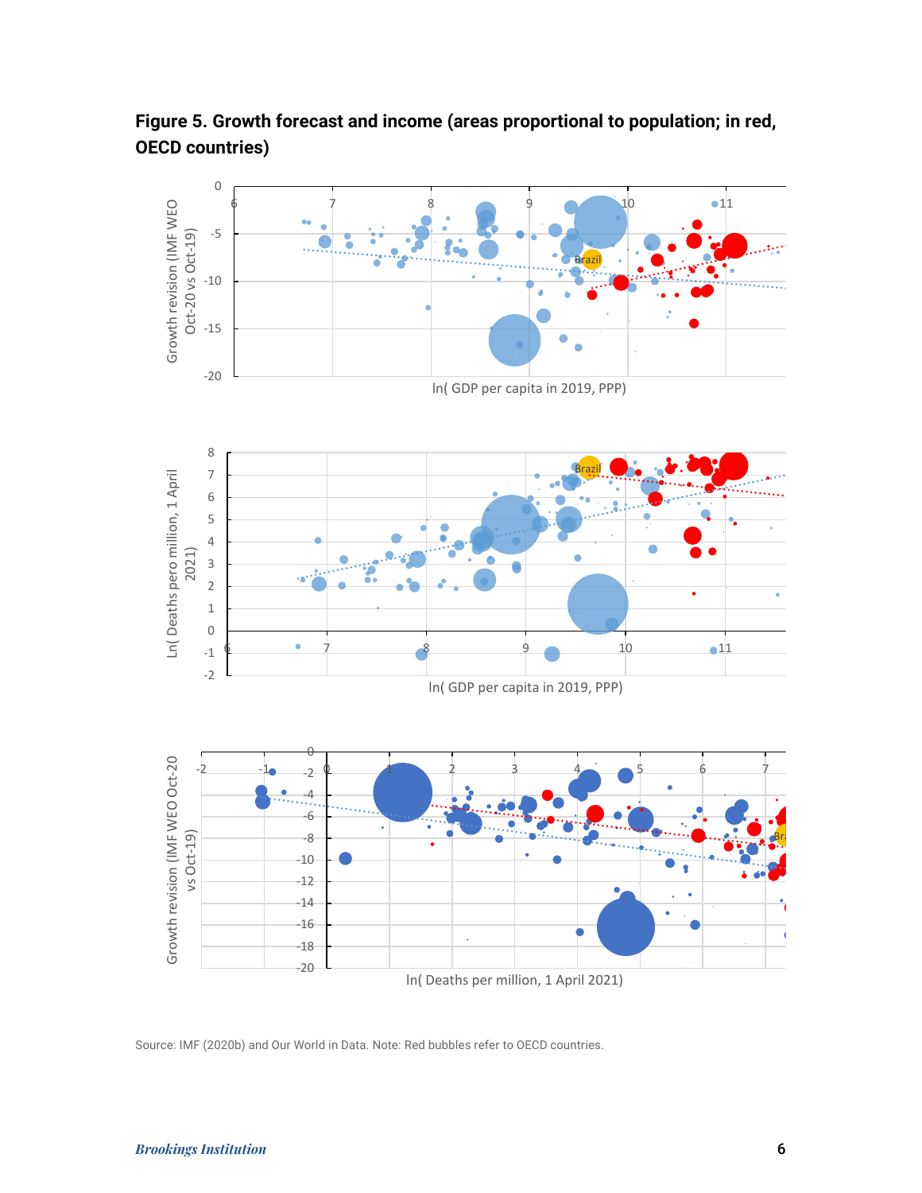**Figure 5. Growth forecast and income (areas proportional to population; in red, OECD countries)**

Source: IMF (2020b) and Our World in Data. Note: Red bubbles refer to OECD countries.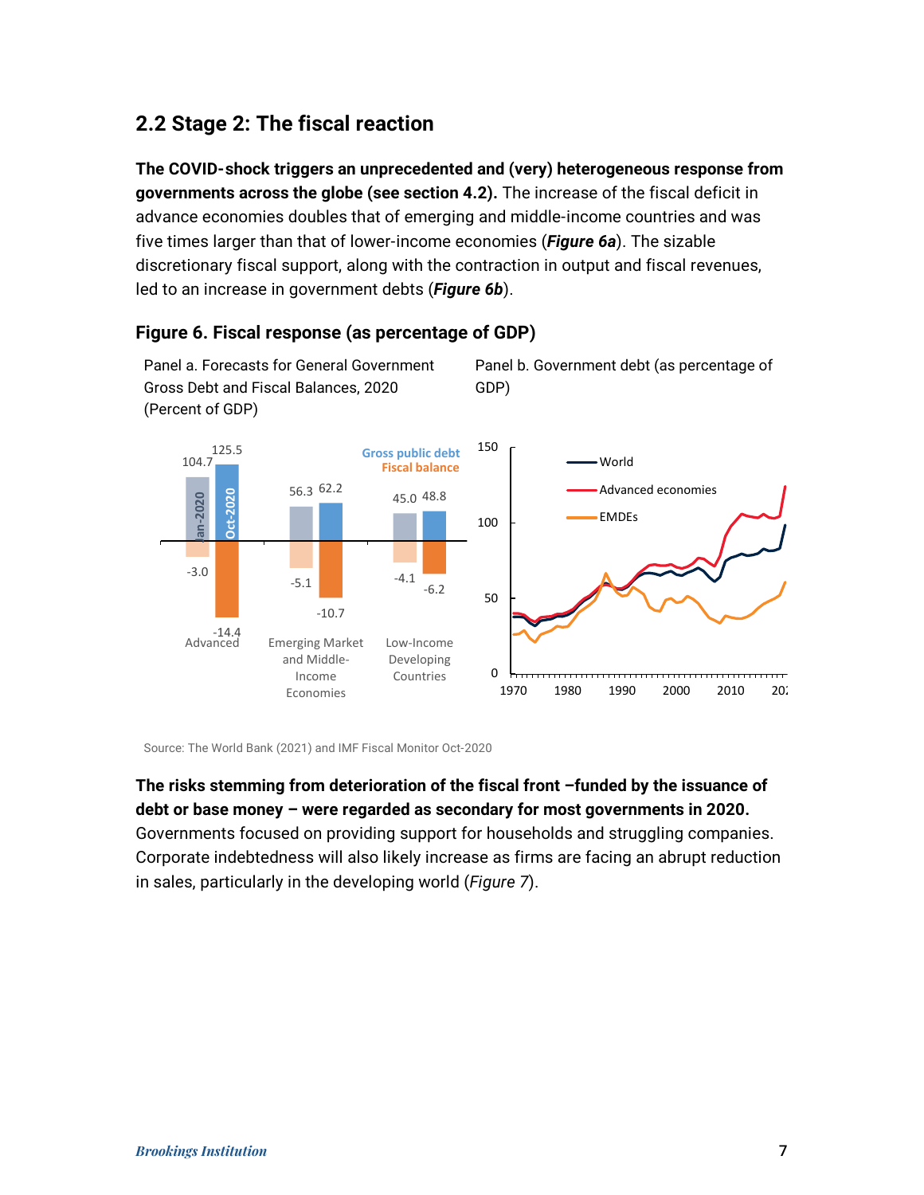## 2.2 Stage 2: The fiscal reaction

**The COVID-shock triggers an unprecedented and (very) heterogeneous response from governments across the globe (see section 4.2).** The increase of the fiscal deficit in advance economies doubles that of emerging and middle-income countries and was five times larger than that of lower-income economies (***Figure 6a***). The sizable discretionary fiscal support, along with the contraction in output and fiscal revenues, led to an increase in government debts (***Figure 6b***).

### Figure 6. Fiscal response (as percentage of GDP)

Panel a. Forecasts for General Government Gross Debt and Fiscal Balances, 2020 (Percent of GDP)

| | Gross public debt Jan-2020 | Gross public debt Oct-2020 | Fiscal balance Jan-2020 | Fiscal balance Oct-2020 |
|---|---|---|---|---|
| Advanced | 104.7 | 125.5 | -3.0 | -14.4 |
| Emerging Market and Middle-Income Economies | 56.3 | 62.2 | -5.1 | -10.7 |
| Low-Income Developing Countries | 45.0 | 48.8 | -4.1 | -6.2 |

Panel b. Government debt (as percentage of GDP)

Source: The World Bank (2021) and IMF Fiscal Monitor Oct-2020

**The risks stemming from deterioration of the fiscal front –funded by the issuance of debt or base money – were regarded as secondary for most governments in 2020.** Governments focused on providing support for households and struggling companies. Corporate indebtedness will also likely increase as firms are facing an abrupt reduction in sales, particularly in the developing world (*Figure 7*).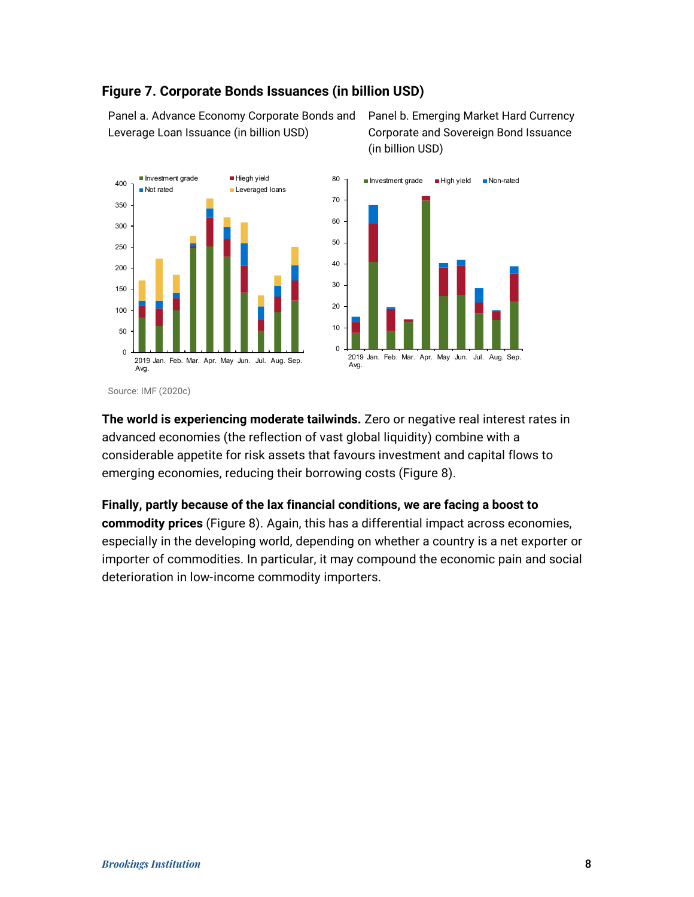**Figure 7. Corporate Bonds Issuances (in billion USD)**

Panel a. Advance Economy Corporate Bonds and Leverage Loan Issuance (in billion USD)

Panel b. Emerging Market Hard Currency Corporate and Sovereign Bond Issuance (in billion USD)

Source: IMF (2020c)

**The world is experiencing moderate tailwinds.** Zero or negative real interest rates in advanced economies (the reflection of vast global liquidity) combine with a considerable appetite for risk assets that favours investment and capital flows to emerging economies, reducing their borrowing costs (Figure 8).

**Finally, partly because of the lax financial conditions, we are facing a boost to commodity prices** (Figure 8). Again, this has a differential impact across economies, especially in the developing world, depending on whether a country is a net exporter or importer of commodities. In particular, it may compound the economic pain and social deterioration in low-income commodity importers.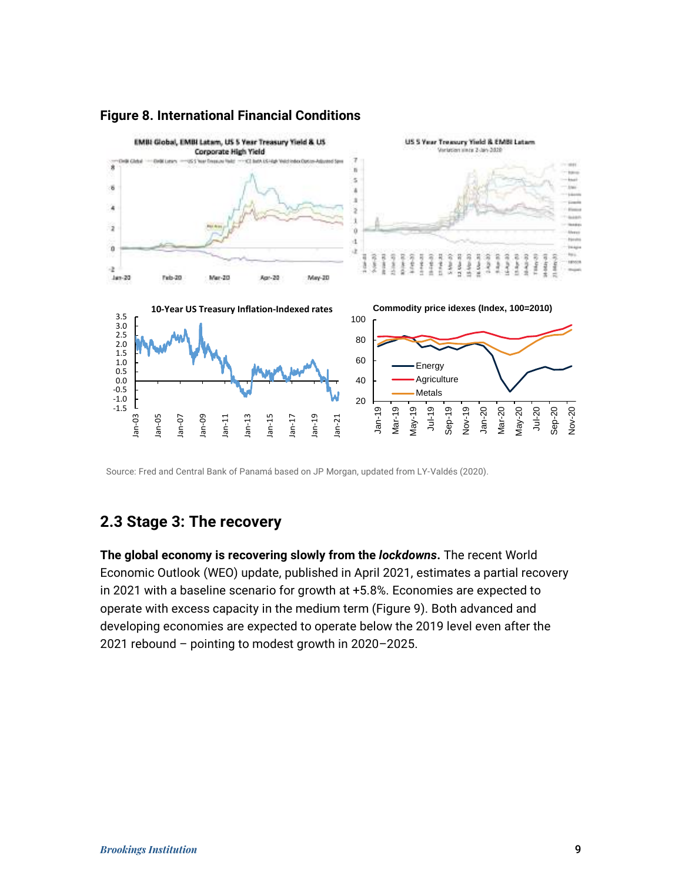**Figure 8. International Financial Conditions**

Source: Fred and Central Bank of Panamá based on JP Morgan, updated from LY-Valdés (2020).

## 2.3 Stage 3: The recovery

**The global economy is recovering slowly from the *lockdowns*.** The recent World Economic Outlook (WEO) update, published in April 2021, estimates a partial recovery in 2021 with a baseline scenario for growth at +5.8%. Economies are expected to operate with excess capacity in the medium term (Figure 9). Both advanced and developing economies are expected to operate below the 2019 level even after the 2021 rebound – pointing to modest growth in 2020–2025.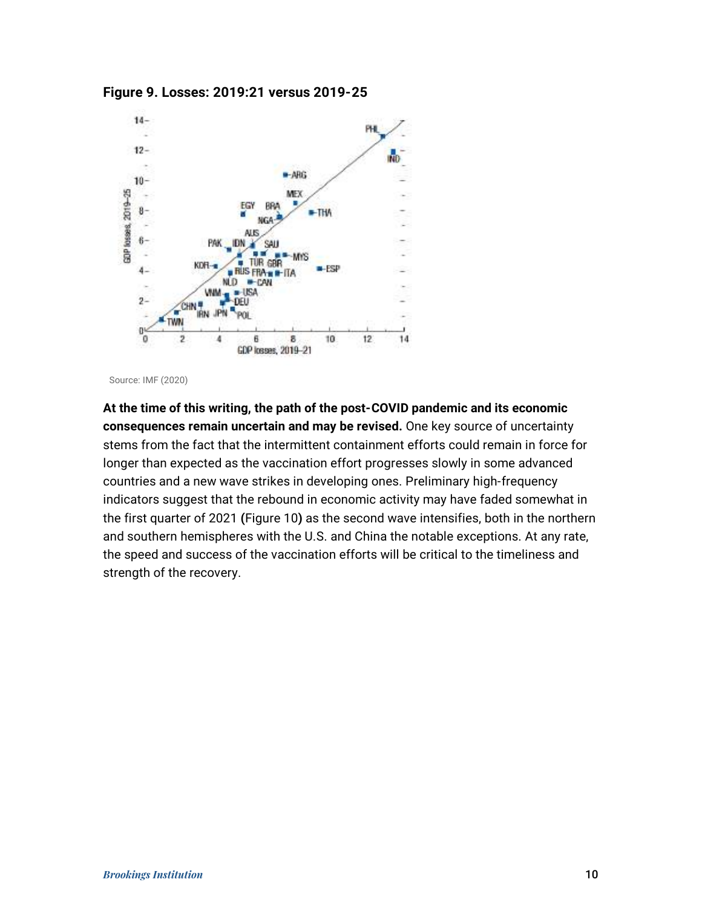**Figure 9. Losses: 2019:21 versus 2019-25**

Source: IMF (2020)

**At the time of this writing, the path of the post-COVID pandemic and its economic consequences remain uncertain and may be revised.** One key source of uncertainty stems from the fact that the intermittent containment efforts could remain in force for longer than expected as the vaccination effort progresses slowly in some advanced countries and a new wave strikes in developing ones. Preliminary high-frequency indicators suggest that the rebound in economic activity may have faded somewhat in the first quarter of 2021 (Figure 10**)** as the second wave intensifies, both in the northern and southern hemispheres with the U.S. and China the notable exceptions. At any rate, the speed and success of the vaccination efforts will be critical to the timeliness and strength of the recovery.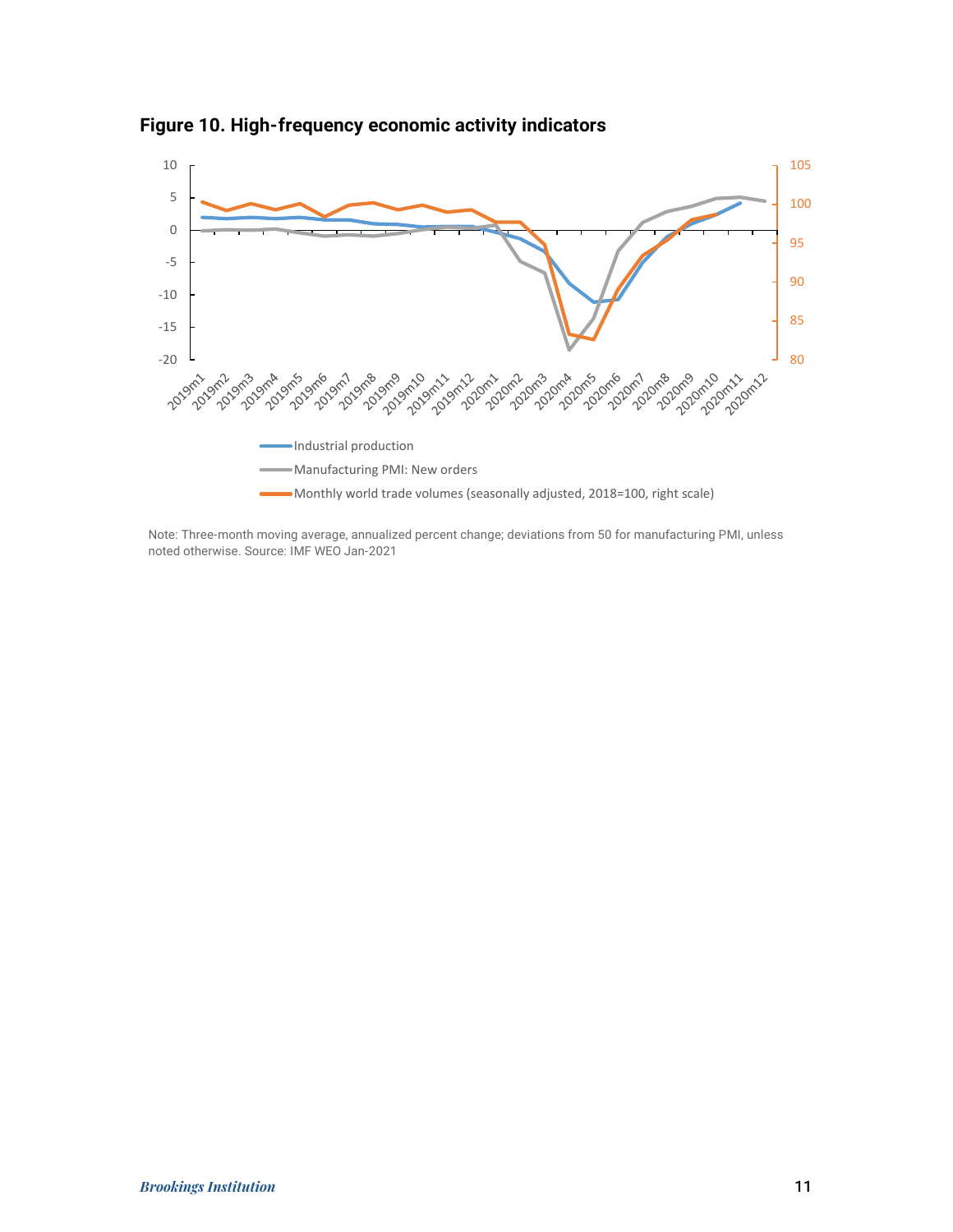**Figure 10. High-frequency economic activity indicators**

Note: Three-month moving average, annualized percent change; deviations from 50 for manufacturing PMI, unless noted otherwise. Source: IMF WEO Jan-2021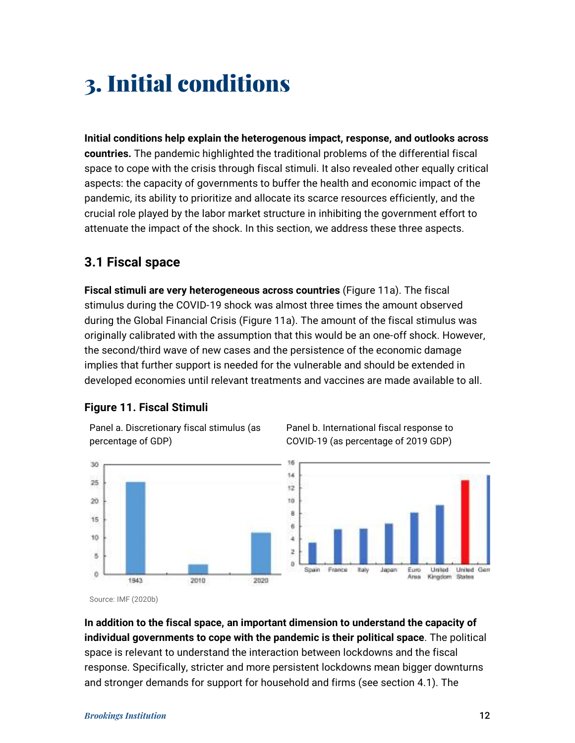# 3. Initial conditions

**Initial conditions help explain the heterogenous impact, response, and outlooks across countries.** The pandemic highlighted the traditional problems of the differential fiscal space to cope with the crisis through fiscal stimuli. It also revealed other equally critical aspects: the capacity of governments to buffer the health and economic impact of the pandemic, its ability to prioritize and allocate its scarce resources efficiently, and the crucial role played by the labor market structure in inhibiting the government effort to attenuate the impact of the shock. In this section, we address these three aspects.

## 3.1 Fiscal space

**Fiscal stimuli are very heterogeneous across countries** (Figure 11a). The fiscal stimulus during the COVID-19 shock was almost three times the amount observed during the Global Financial Crisis (Figure 11a). The amount of the fiscal stimulus was originally calibrated with the assumption that this would be an one-off shock. However, the second/third wave of new cases and the persistence of the economic damage implies that further support is needed for the vulnerable and should be extended in developed economies until relevant treatments and vaccines are made available to all.

### Figure 11. Fiscal Stimuli

Panel a. Discretionary fiscal stimulus (as percentage of GDP)

Panel b. International fiscal response to COVID-19 (as percentage of 2019 GDP)

Source: IMF (2020b)

**In addition to the fiscal space, an important dimension to understand the capacity of individual governments to cope with the pandemic is their political space**. The political space is relevant to understand the interaction between lockdowns and the fiscal response. Specifically, stricter and more persistent lockdowns mean bigger downturns and stronger demands for support for household and firms (see section 4.1). The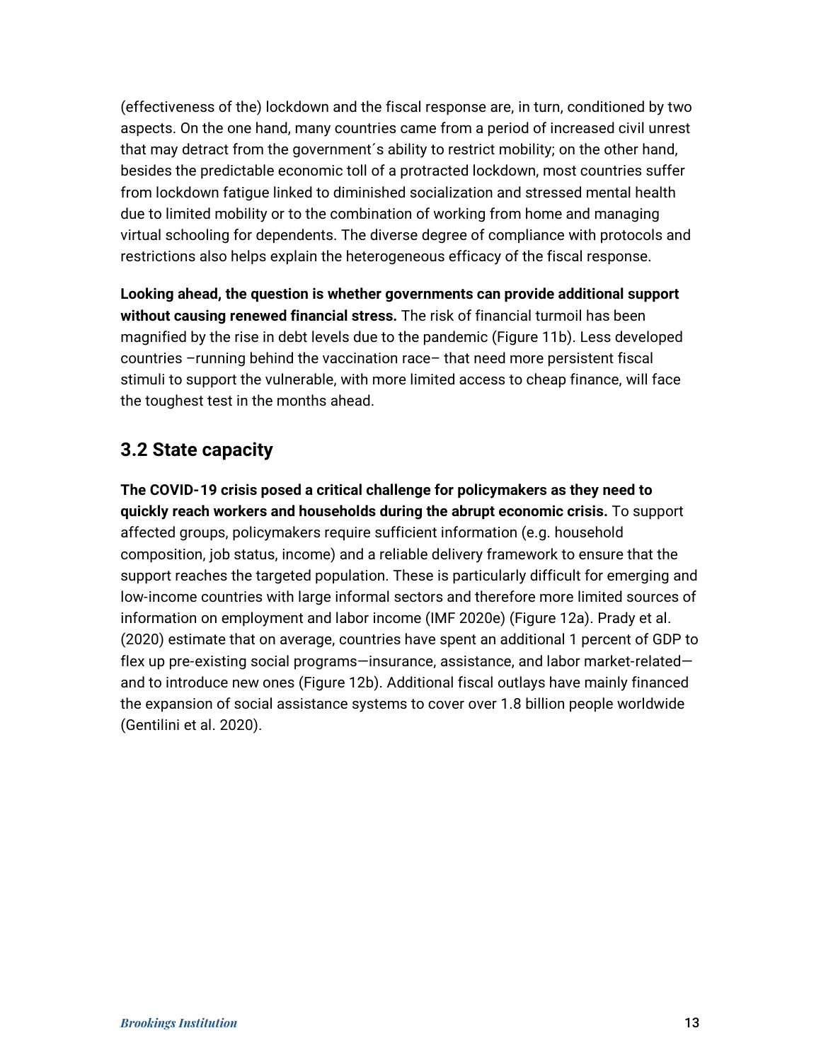(effectiveness of the) lockdown and the fiscal response are, in turn, conditioned by two aspects. On the one hand, many countries came from a period of increased civil unrest that may detract from the government´s ability to restrict mobility; on the other hand, besides the predictable economic toll of a protracted lockdown, most countries suffer from lockdown fatigue linked to diminished socialization and stressed mental health due to limited mobility or to the combination of working from home and managing virtual schooling for dependents. The diverse degree of compliance with protocols and restrictions also helps explain the heterogeneous efficacy of the fiscal response.

**Looking ahead, the question is whether governments can provide additional support without causing renewed financial stress.** The risk of financial turmoil has been magnified by the rise in debt levels due to the pandemic (Figure 11b). Less developed countries –running behind the vaccination race– that need more persistent fiscal stimuli to support the vulnerable, with more limited access to cheap finance, will face the toughest test in the months ahead.

## 3.2 State capacity

**The COVID-19 crisis posed a critical challenge for policymakers as they need to quickly reach workers and households during the abrupt economic crisis.** To support affected groups, policymakers require sufficient information (e.g. household composition, job status, income) and a reliable delivery framework to ensure that the support reaches the targeted population. These is particularly difficult for emerging and low-income countries with large informal sectors and therefore more limited sources of information on employment and labor income (IMF 2020e) (Figure 12a). Prady et al. (2020) estimate that on average, countries have spent an additional 1 percent of GDP to flex up pre-existing social programs—insurance, assistance, and labor market-related—and to introduce new ones (Figure 12b). Additional fiscal outlays have mainly financed the expansion of social assistance systems to cover over 1.8 billion people worldwide (Gentilini et al. 2020).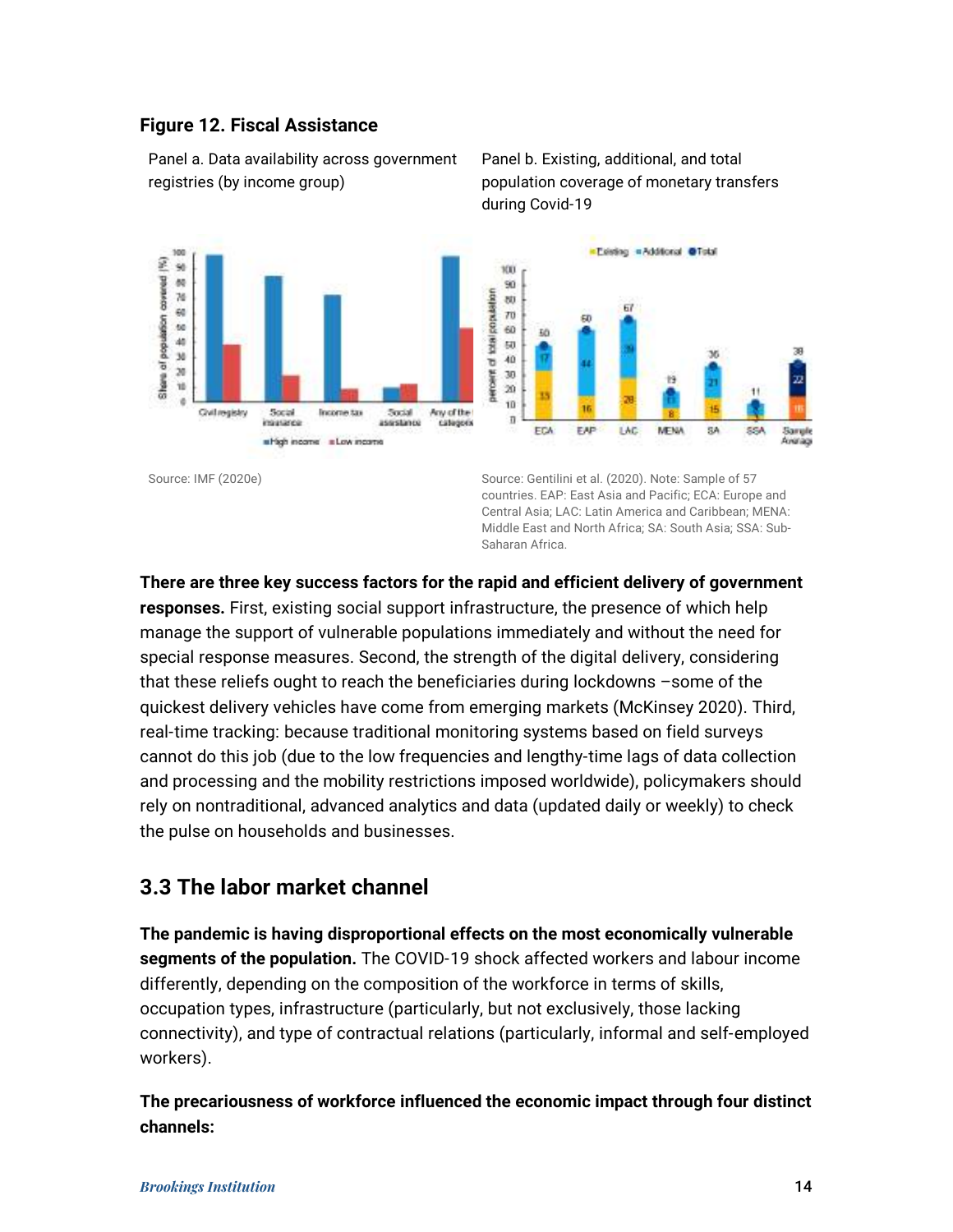**Figure 12. Fiscal Assistance**

Panel a. Data availability across government registries (by income group)

Panel b. Existing, additional, and total population coverage of monetary transfers during Covid-19

Source: IMF (2020e)

Source: Gentilini et al. (2020). Note: Sample of 57 countries. EAP: East Asia and Pacific; ECA: Europe and Central Asia; LAC: Latin America and Caribbean; MENA: Middle East and North Africa; SA: South Asia; SSA: Sub-Saharan Africa.

**There are three key success factors for the rapid and efficient delivery of government responses.** First, existing social support infrastructure, the presence of which help manage the support of vulnerable populations immediately and without the need for special response measures. Second, the strength of the digital delivery, considering that these reliefs ought to reach the beneficiaries during lockdowns –some of the quickest delivery vehicles have come from emerging markets (McKinsey 2020). Third, real-time tracking: because traditional monitoring systems based on field surveys cannot do this job (due to the low frequencies and lengthy-time lags of data collection and processing and the mobility restrictions imposed worldwide), policymakers should rely on nontraditional, advanced analytics and data (updated daily or weekly) to check the pulse on households and businesses.

## 3.3 The labor market channel

**The pandemic is having disproportional effects on the most economically vulnerable segments of the population.** The COVID-19 shock affected workers and labour income differently, depending on the composition of the workforce in terms of skills, occupation types, infrastructure (particularly, but not exclusively, those lacking connectivity), and type of contractual relations (particularly, informal and self-employed workers).

**The precariousness of workforce influenced the economic impact through four distinct channels:**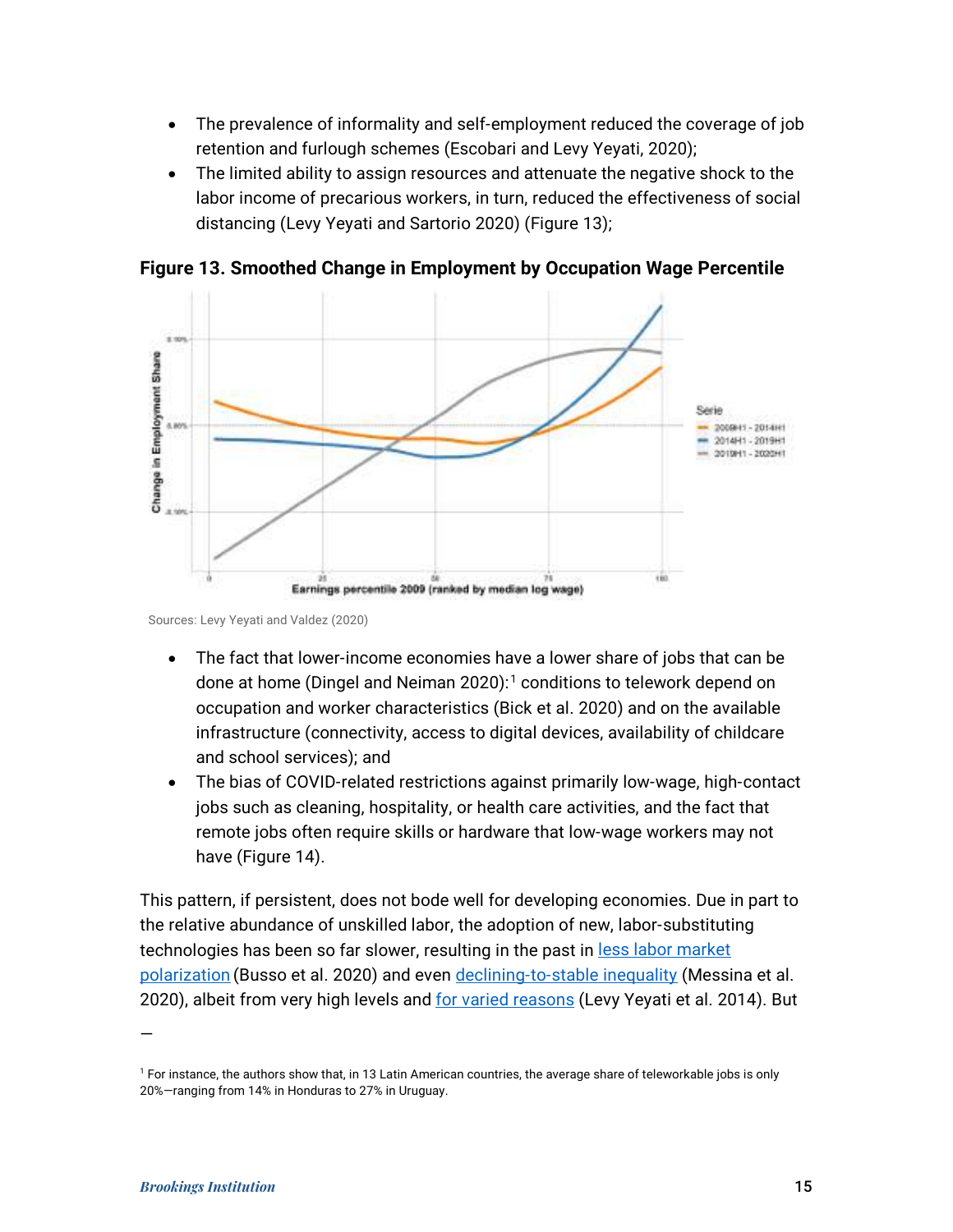- The prevalence of informality and self-employment reduced the coverage of job retention and furlough schemes (Escobari and Levy Yeyati, 2020);
- The limited ability to assign resources and attenuate the negative shock to the labor income of precarious workers, in turn, reduced the effectiveness of social distancing (Levy Yeyati and Sartorio 2020) (Figure 13);

**Figure 13. Smoothed Change in Employment by Occupation Wage Percentile**

Sources: Levy Yeyati and Valdez (2020)

- The fact that lower-income economies have a lower share of jobs that can be done at home (Dingel and Neiman 2020):[1] conditions to telework depend on occupation and worker characteristics (Bick et al. 2020) and on the available infrastructure (connectivity, access to digital devices, availability of childcare and school services); and
- The bias of COVID-related restrictions against primarily low-wage, high-contact jobs such as cleaning, hospitality, or health care activities, and the fact that remote jobs often require skills or hardware that low-wage workers may not have (Figure 14).

This pattern, if persistent, does not bode well for developing economies. Due in part to the relative abundance of unskilled labor, the adoption of new, labor-substituting technologies has been so far slower, resulting in the past in less labor market polarization (Busso et al. 2020) and even declining-to-stable inequality (Messina et al. 2020), albeit from very high levels and for varied reasons (Levy Yeyati et al. 2014). But

[1] For instance, the authors show that, in 13 Latin American countries, the average share of teleworkable jobs is only 20%—ranging from 14% in Honduras to 27% in Uruguay.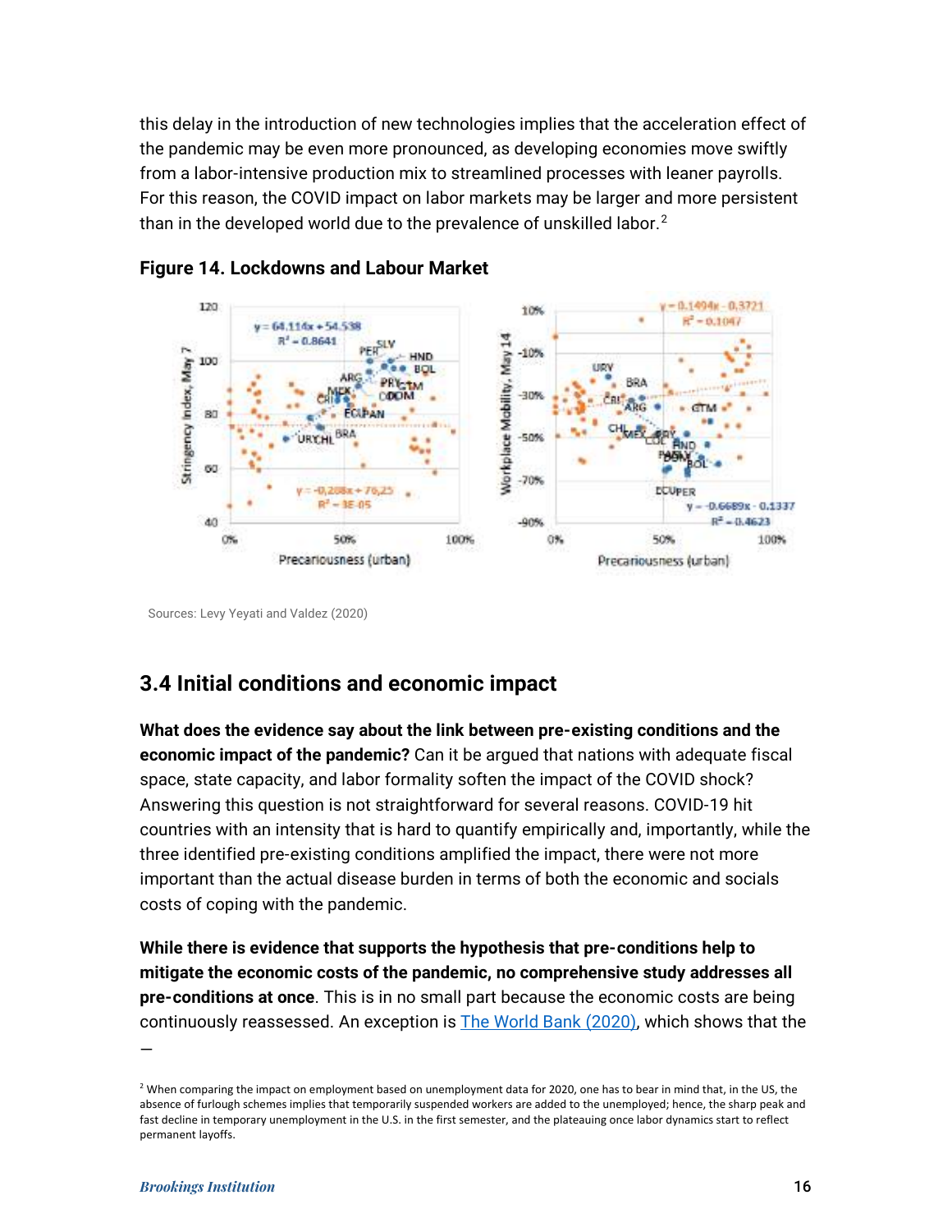this delay in the introduction of new technologies implies that the acceleration effect of the pandemic may be even more pronounced, as developing economies move swiftly from a labor-intensive production mix to streamlined processes with leaner payrolls. For this reason, the COVID impact on labor markets may be larger and more persistent than in the developed world due to the prevalence of unskilled labor.[2]

**Figure 14. Lockdowns and Labour Market**

Sources: Levy Yeyati and Valdez (2020)

## 3.4 Initial conditions and economic impact

**What does the evidence say about the link between pre-existing conditions and the economic impact of the pandemic?** Can it be argued that nations with adequate fiscal space, state capacity, and labor formality soften the impact of the COVID shock? Answering this question is not straightforward for several reasons. COVID-19 hit countries with an intensity that is hard to quantify empirically and, importantly, while the three identified pre-existing conditions amplified the impact, there were not more important than the actual disease burden in terms of both the economic and socials costs of coping with the pandemic.

**While there is evidence that supports the hypothesis that pre-conditions help to mitigate the economic costs of the pandemic, no comprehensive study addresses all pre-conditions at once**. This is in no small part because the economic costs are being continuously reassessed. An exception is [The World Bank (2020)](), which shows that the

---

[2] When comparing the impact on employment based on unemployment data for 2020, one has to bear in mind that, in the US, the absence of furlough schemes implies that temporarily suspended workers are added to the unemployed; hence, the sharp peak and fast decline in temporary unemployment in the U.S. in the first semester, and the plateauing once labor dynamics start to reflect permanent layoffs.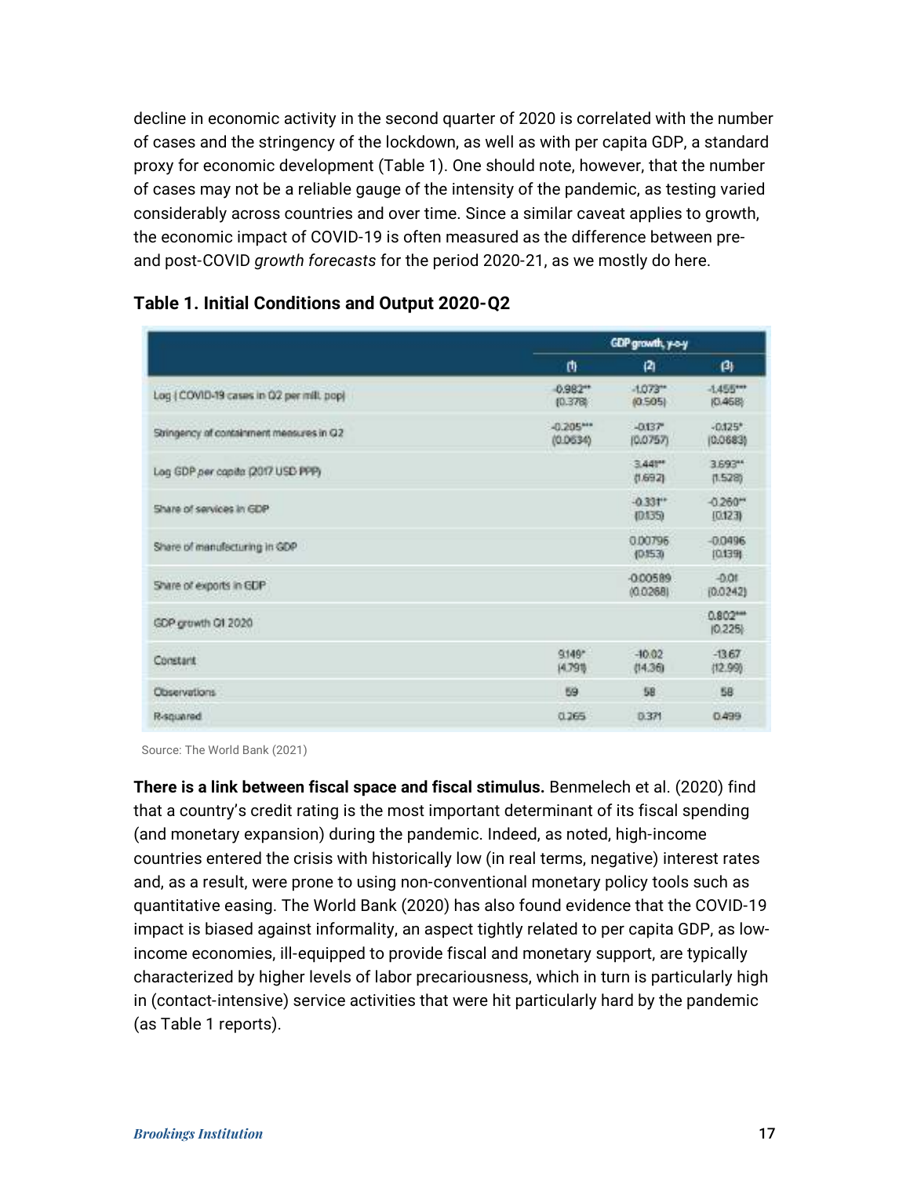decline in economic activity in the second quarter of 2020 is correlated with the number of cases and the stringency of the lockdown, as well as with per capita GDP, a standard proxy for economic development (Table 1). One should note, however, that the number of cases may not be a reliable gauge of the intensity of the pandemic, as testing varied considerably across countries and over time. Since a similar caveat applies to growth, the economic impact of COVID-19 is often measured as the difference between pre- and post-COVID *growth forecasts* for the period 2020-21, as we mostly do here.

### Table 1. Initial Conditions and Output 2020-Q2

| | GDP growth, y-o-y | | |
|---|---|---|---|
| | (1) | (2) | (3) |
| Log [COVID-19 cases in Q2 per mill. pop] | -0.982** <br> (0.378) | -1.073** <br> (0.505) | -1.455*** <br> (0.468) |
| Stringency of containment measures in Q2 | -0.205*** <br> (0.0634) | -0.137* <br> (0.0757) | -0.125* <br> (0.0683) |
| Log GDP per capita (2017 USD PPP) | | 3.441** <br> (1.692) | 3.693** <br> (1.528) |
| Share of services in GDP | | -0.331** <br> (0.135) | -0.260** <br> (0.123) |
| Share of manufacturing in GDP | | 0.00796 <br> (0.153) | -0.0496 <br> (0.139) |
| Share of exports in GDP | | -0.00589 <br> (0.0268) | -0.01 <br> (0.0242) |
| GDP growth Q1 2020 | | | 0.802*** <br> (0.225) |
| Constant | 9.149* <br> (4.791) | -10.02 <br> (14.36) | -13.67 <br> (12.99) |
| Observations | 59 | 58 | 58 |
| R-squared | 0.265 | 0.371 | 0.499 |

Source: The World Bank (2021)

**There is a link between fiscal space and fiscal stimulus.** Benmelech et al. (2020) find that a country's credit rating is the most important determinant of its fiscal spending (and monetary expansion) during the pandemic. Indeed, as noted, high-income countries entered the crisis with historically low (in real terms, negative) interest rates and, as a result, were prone to using non-conventional monetary policy tools such as quantitative easing. The World Bank (2020) has also found evidence that the COVID-19 impact is biased against informality, an aspect tightly related to per capita GDP, as low-income economies, ill-equipped to provide fiscal and monetary support, are typically characterized by higher levels of labor precariousness, which in turn is particularly high in (contact-intensive) service activities that were hit particularly hard by the pandemic (as Table 1 reports).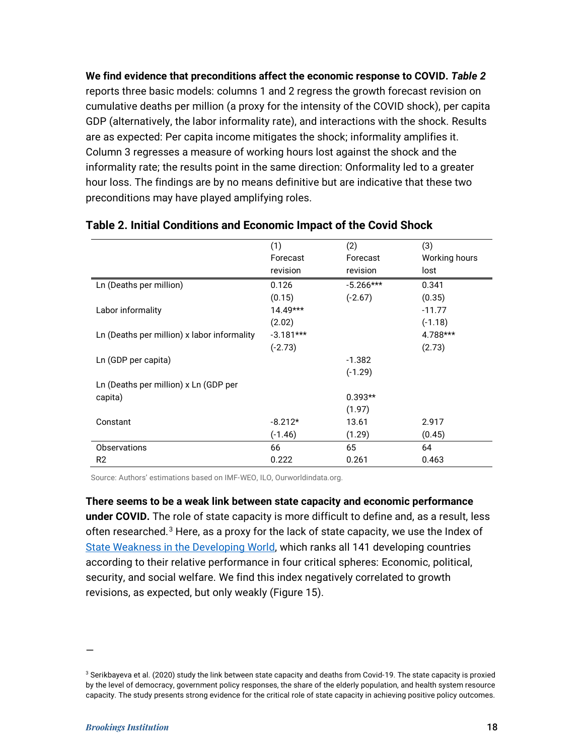**We find evidence that preconditions affect the economic response to COVID.** ***Table 2*** reports three basic models: columns 1 and 2 regress the growth forecast revision on cumulative deaths per million (a proxy for the intensity of the COVID shock), per capita GDP (alternatively, the labor informality rate), and interactions with the shock. Results are as expected: Per capita income mitigates the shock; informality amplifies it. Column 3 regresses a measure of working hours lost against the shock and the informality rate; the results point in the same direction: Onformality led to a greater hour loss. The findings are by no means definitive but are indicative that these two preconditions may have played amplifying roles.

**Table 2. Initial Conditions and Economic Impact of the Covid Shock**

| | (1) Forecast revision | (2) Forecast revision | (3) Working hours lost |
|---|---|---|---|
| Ln (Deaths per million) | 0.126 | -5.266*** | 0.341 |
| | (0.15) | (-2.67) | (0.35) |
| Labor informality | 14.49*** | | -11.77 |
| | (2.02) | | (-1.18) |
| Ln (Deaths per million) x labor informality | -3.181*** | | 4.788*** |
| | (-2.73) | | (2.73) |
| Ln (GDP per capita) | | -1.382 | |
| | | (-1.29) | |
| Ln (Deaths per million) x Ln (GDP per capita) | | 0.393** | |
| | | (1.97) | |
| Constant | -8.212* | 13.61 | 2.917 |
| | (-1.46) | (1.29) | (0.45) |
| Observations | 66 | 65 | 64 |
| $R^2$ | 0.222 | 0.261 | 0.463 |

Source: Authors' estimations based on IMF-WEO, ILO, Ourworldindata.org.

**There seems to be a weak link between state capacity and economic performance under COVID.** The role of state capacity is more difficult to define and, as a result, less often researched.[3] Here, as a proxy for the lack of state capacity, we use the Index of State Weakness in the Developing World, which ranks all 141 developing countries according to their relative performance in four critical spheres: Economic, political, security, and social welfare. We find this index negatively correlated to growth revisions, as expected, but only weakly (Figure 15).

[3] Serikbayeva et al. (2020) study the link between state capacity and deaths from Covid-19. The state capacity is proxied by the level of democracy, government policy responses, the share of the elderly population, and health system resource capacity. The study presents strong evidence for the critical role of state capacity in achieving positive policy outcomes.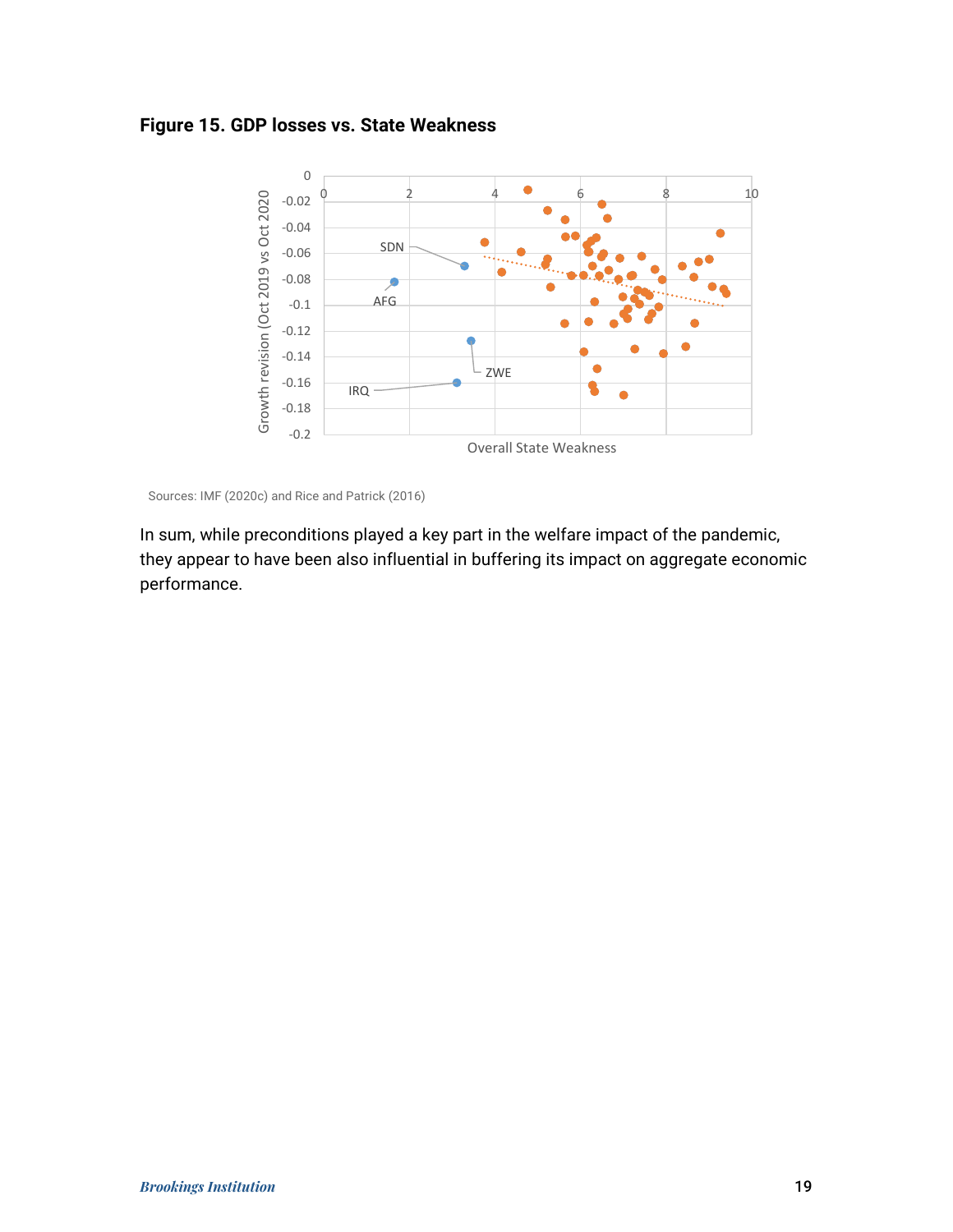**Figure 15. GDP losses vs. State Weakness**

Sources: IMF (2020c) and Rice and Patrick (2016)

In sum, while preconditions played a key part in the welfare impact of the pandemic, they appear to have been also influential in buffering its impact on aggregate economic performance.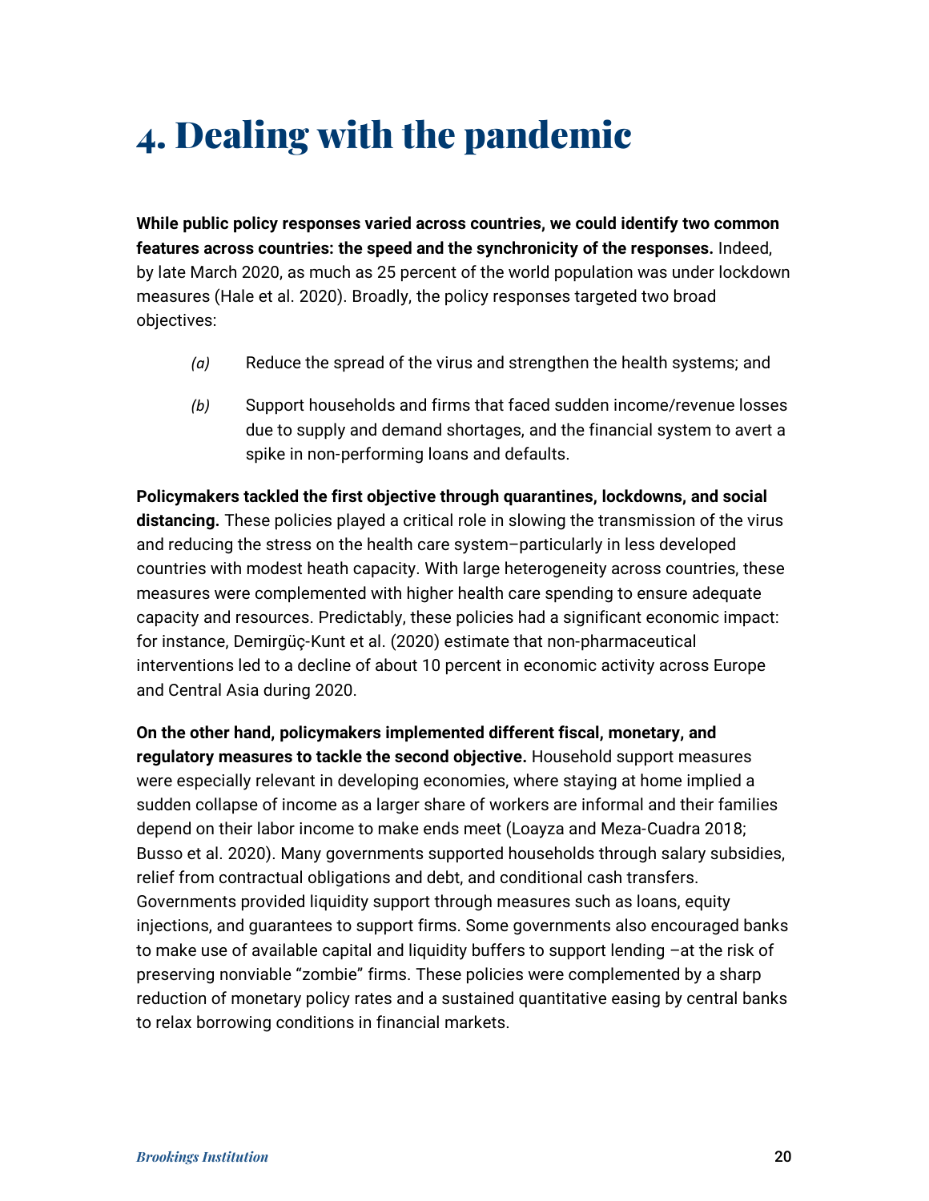# 4. Dealing with the pandemic

**While public policy responses varied across countries, we could identify two common features across countries: the speed and the synchronicity of the responses.** Indeed, by late March 2020, as much as 25 percent of the world population was under lockdown measures (Hale et al. 2020). Broadly, the policy responses targeted two broad objectives:

*(a)* Reduce the spread of the virus and strengthen the health systems; and

*(b)* Support households and firms that faced sudden income/revenue losses due to supply and demand shortages, and the financial system to avert a spike in non-performing loans and defaults.

**Policymakers tackled the first objective through quarantines, lockdowns, and social distancing.** These policies played a critical role in slowing the transmission of the virus and reducing the stress on the health care system–particularly in less developed countries with modest heath capacity. With large heterogeneity across countries, these measures were complemented with higher health care spending to ensure adequate capacity and resources. Predictably, these policies had a significant economic impact: for instance, Demirgüç-Kunt et al. (2020) estimate that non-pharmaceutical interventions led to a decline of about 10 percent in economic activity across Europe and Central Asia during 2020.

**On the other hand, policymakers implemented different fiscal, monetary, and regulatory measures to tackle the second objective.** Household support measures were especially relevant in developing economies, where staying at home implied a sudden collapse of income as a larger share of workers are informal and their families depend on their labor income to make ends meet (Loayza and Meza-Cuadra 2018; Busso et al. 2020). Many governments supported households through salary subsidies, relief from contractual obligations and debt, and conditional cash transfers. Governments provided liquidity support through measures such as loans, equity injections, and guarantees to support firms. Some governments also encouraged banks to make use of available capital and liquidity buffers to support lending –at the risk of preserving nonviable "zombie" firms. These policies were complemented by a sharp reduction of monetary policy rates and a sustained quantitative easing by central banks to relax borrowing conditions in financial markets.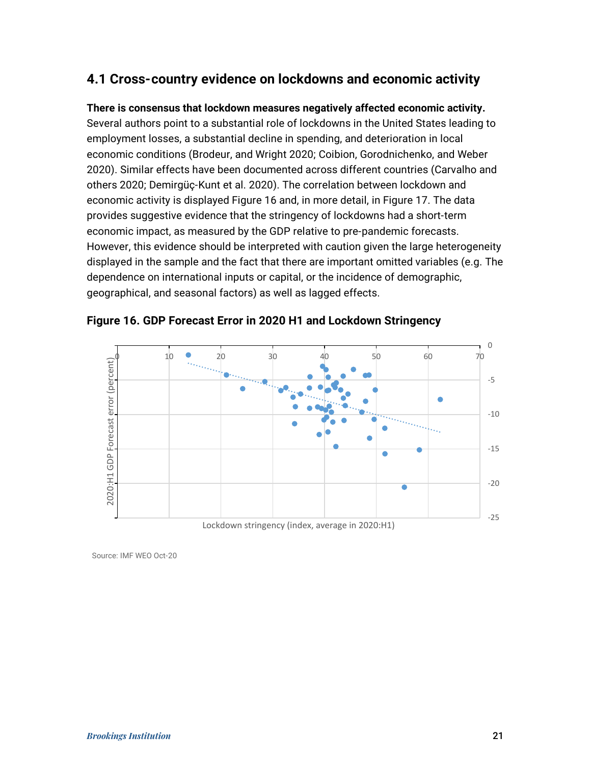## 4.1 Cross-country evidence on lockdowns and economic activity

**There is consensus that lockdown measures negatively affected economic activity.** Several authors point to a substantial role of lockdowns in the United States leading to employment losses, a substantial decline in spending, and deterioration in local economic conditions (Brodeur, and Wright 2020; Coibion, Gorodnichenko, and Weber 2020). Similar effects have been documented across different countries (Carvalho and others 2020; Demirgüç-Kunt et al. 2020). The correlation between lockdown and economic activity is displayed Figure 16 and, in more detail, in Figure 17. The data provides suggestive evidence that the stringency of lockdowns had a short-term economic impact, as measured by the GDP relative to pre-pandemic forecasts. However, this evidence should be interpreted with caution given the large heterogeneity displayed in the sample and the fact that there are important omitted variables (e.g. The dependence on international inputs or capital, or the incidence of demographic, geographical, and seasonal factors) as well as lagged effects.

**Figure 16. GDP Forecast Error in 2020 H1 and Lockdown Stringency**

Source: IMF WEO Oct-20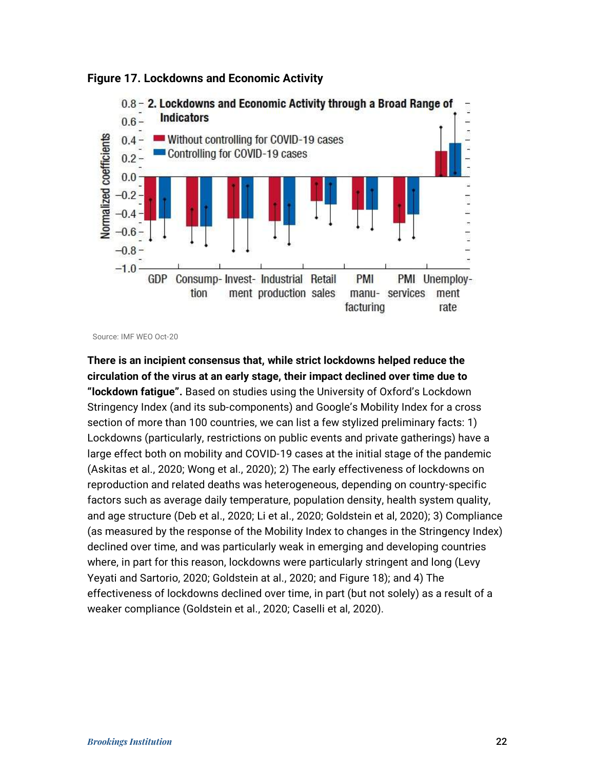**Figure 17. Lockdowns and Economic Activity**

Source: IMF WEO Oct-20

**There is an incipient consensus that, while strict lockdowns helped reduce the circulation of the virus at an early stage, their impact declined over time due to "lockdown fatigue".** Based on studies using the University of Oxford's Lockdown Stringency Index (and its sub-components) and Google's Mobility Index for a cross section of more than 100 countries, we can list a few stylized preliminary facts: 1) Lockdowns (particularly, restrictions on public events and private gatherings) have a large effect both on mobility and COVID-19 cases at the initial stage of the pandemic (Askitas et al., 2020; Wong et al., 2020); 2) The early effectiveness of lockdowns on reproduction and related deaths was heterogeneous, depending on country-specific factors such as average daily temperature, population density, health system quality, and age structure (Deb et al., 2020; Li et al., 2020; Goldstein et al, 2020); 3) Compliance (as measured by the response of the Mobility Index to changes in the Stringency Index) declined over time, and was particularly weak in emerging and developing countries where, in part for this reason, lockdowns were particularly stringent and long (Levy Yeyati and Sartorio, 2020; Goldstein at al., 2020; and Figure 18); and 4) The effectiveness of lockdowns declined over time, in part (but not solely) as a result of a weaker compliance (Goldstein et al., 2020; Caselli et al, 2020).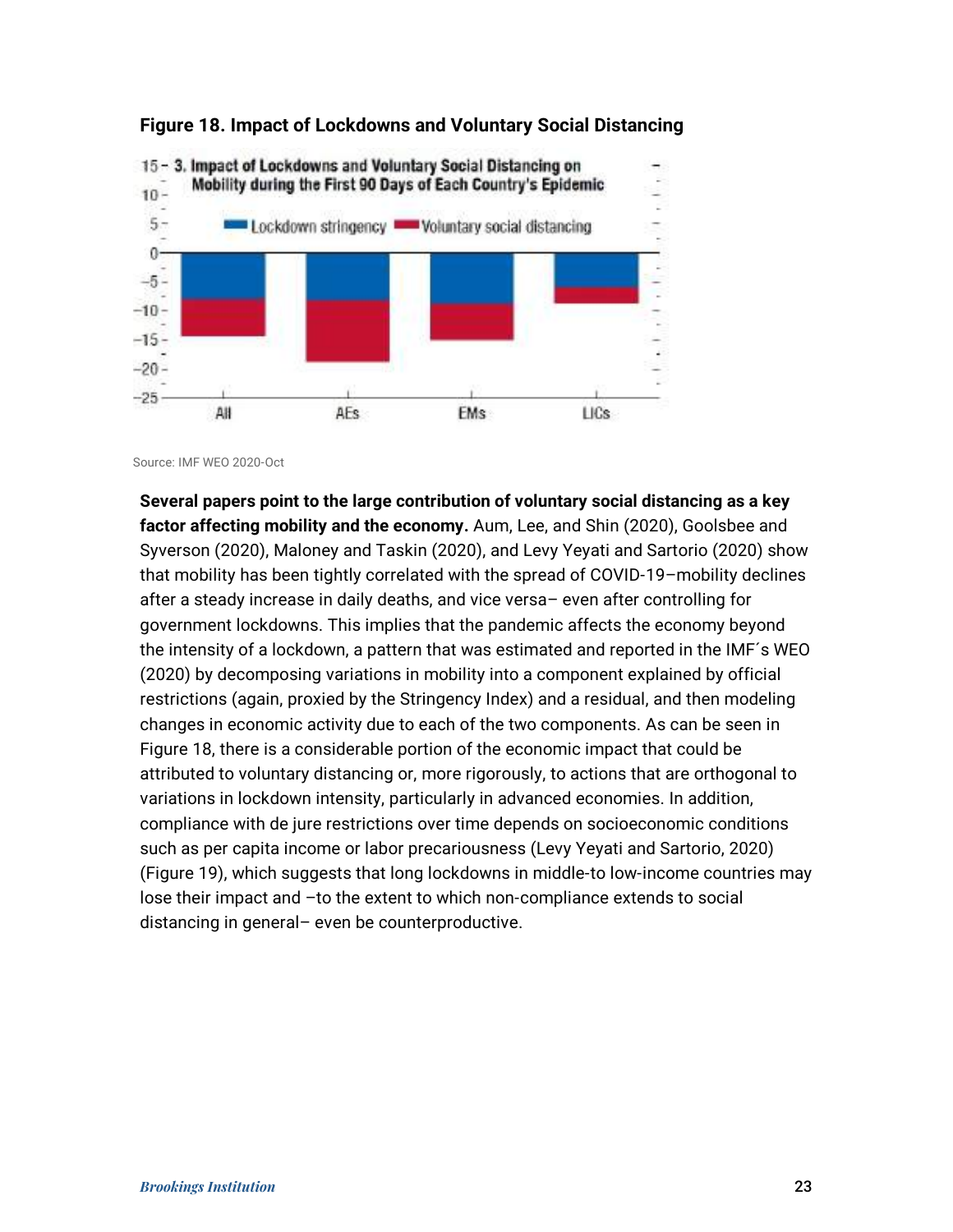**Figure 18. Impact of Lockdowns and Voluntary Social Distancing**

Source: IMF WEO 2020-Oct

**Several papers point to the large contribution of voluntary social distancing as a key factor affecting mobility and the economy.** Aum, Lee, and Shin (2020), Goolsbee and Syverson (2020), Maloney and Taskin (2020), and Levy Yeyati and Sartorio (2020) show that mobility has been tightly correlated with the spread of COVID-19–mobility declines after a steady increase in daily deaths, and vice versa– even after controlling for government lockdowns. This implies that the pandemic affects the economy beyond the intensity of a lockdown, a pattern that was estimated and reported in the IMF´s WEO (2020) by decomposing variations in mobility into a component explained by official restrictions (again, proxied by the Stringency Index) and a residual, and then modeling changes in economic activity due to each of the two components. As can be seen in Figure 18, there is a considerable portion of the economic impact that could be attributed to voluntary distancing or, more rigorously, to actions that are orthogonal to variations in lockdown intensity, particularly in advanced economies. In addition, compliance with de jure restrictions over time depends on socioeconomic conditions such as per capita income or labor precariousness (Levy Yeyati and Sartorio, 2020) (Figure 19), which suggests that long lockdowns in middle-to low-income countries may lose their impact and –to the extent to which non-compliance extends to social distancing in general– even be counterproductive.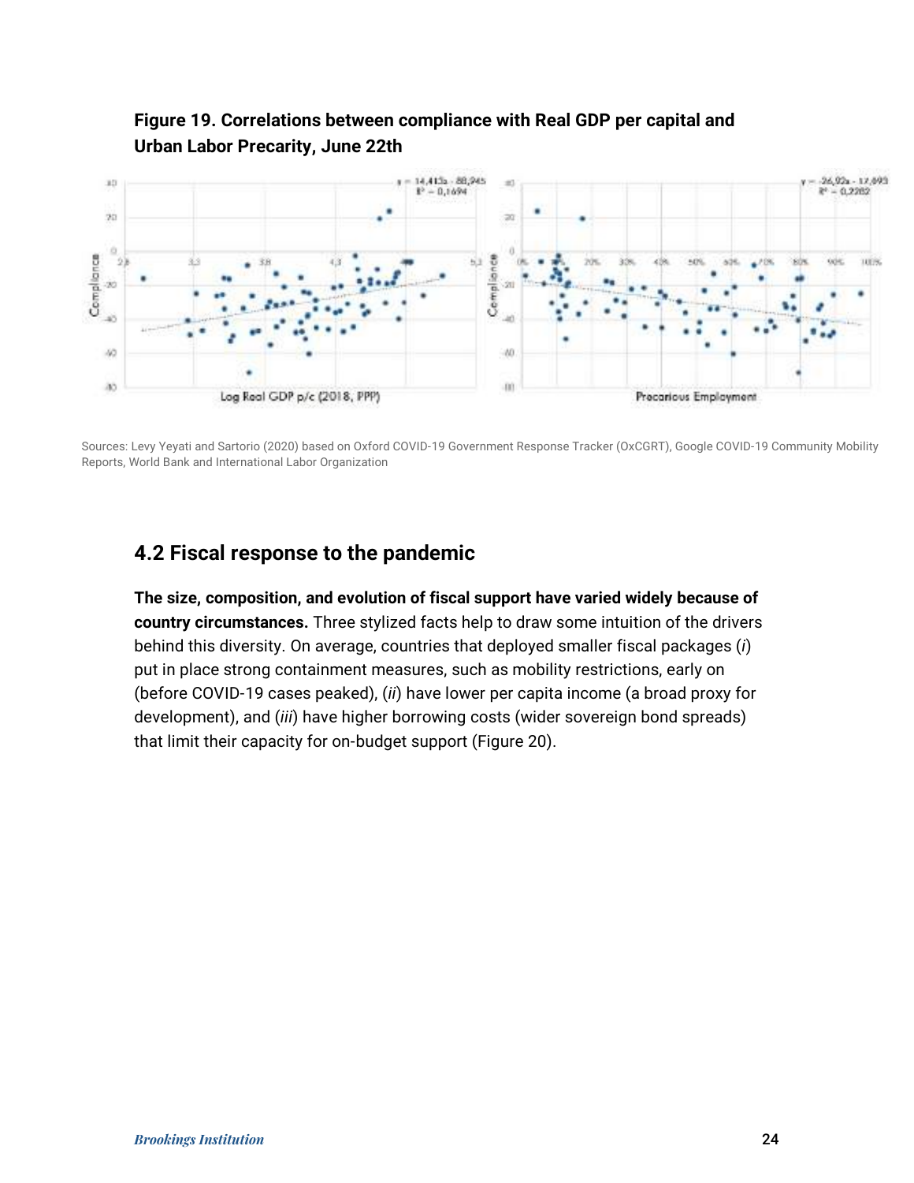**Figure 19. Correlations between compliance with Real GDP per capital and Urban Labor Precarity, June 22th**

Sources: Levy Yeyati and Sartorio (2020) based on Oxford COVID-19 Government Response Tracker (OxCGRT), Google COVID-19 Community Mobility Reports, World Bank and International Labor Organization

## 4.2 Fiscal response to the pandemic

**The size, composition, and evolution of fiscal support have varied widely because of country circumstances.** Three stylized facts help to draw some intuition of the drivers behind this diversity. On average, countries that deployed smaller fiscal packages (*i*) put in place strong containment measures, such as mobility restrictions, early on (before COVID-19 cases peaked), (*ii*) have lower per capita income (a broad proxy for development), and (*iii*) have higher borrowing costs (wider sovereign bond spreads) that limit their capacity for on-budget support (Figure 20).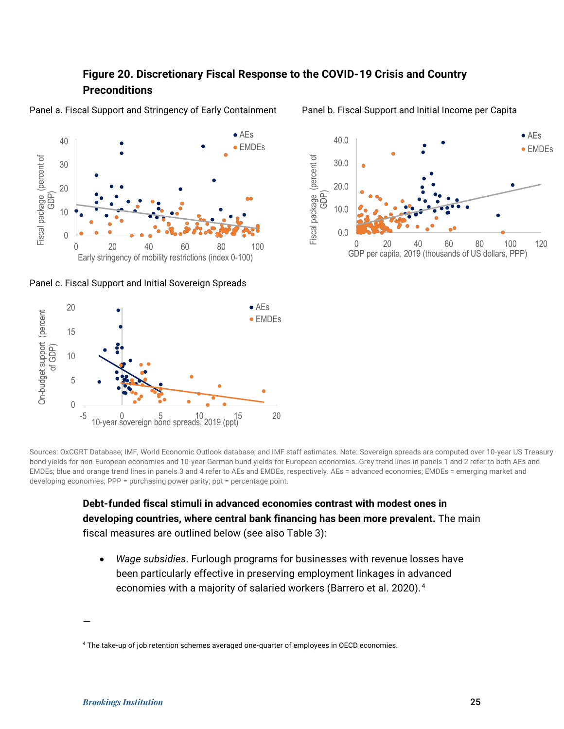**Figure 20. Discretionary Fiscal Response to the COVID-19 Crisis and Country Preconditions**

Panel a. Fiscal Support and Stringency of Early Containment

Panel b. Fiscal Support and Initial Income per Capita

Panel c. Fiscal Support and Initial Sovereign Spreads

Sources: OxCGRT Database; IMF, World Economic Outlook database; and IMF staff estimates. Note: Sovereign spreads are computed over 10-year US Treasury bond yields for non-European economies and 10-year German bund yields for European economies. Grey trend lines in panels 1 and 2 refer to both AEs and EMDEs; blue and orange trend lines in panels 3 and 4 refer to AEs and EMDEs, respectively. AEs = advanced economies; EMDEs = emerging market and developing economies; PPP = purchasing power parity; ppt = percentage point.

**Debt-funded fiscal stimuli in advanced economies contrast with modest ones in developing countries, where central bank financing has been more prevalent.** The main fiscal measures are outlined below (see also Table 3):

- *Wage subsidies*. Furlough programs for businesses with revenue losses have been particularly effective in preserving employment linkages in advanced economies with a majority of salaried workers (Barrero et al. 2020).[4]

[4] The take-up of job retention schemes averaged one-quarter of employees in OECD economies.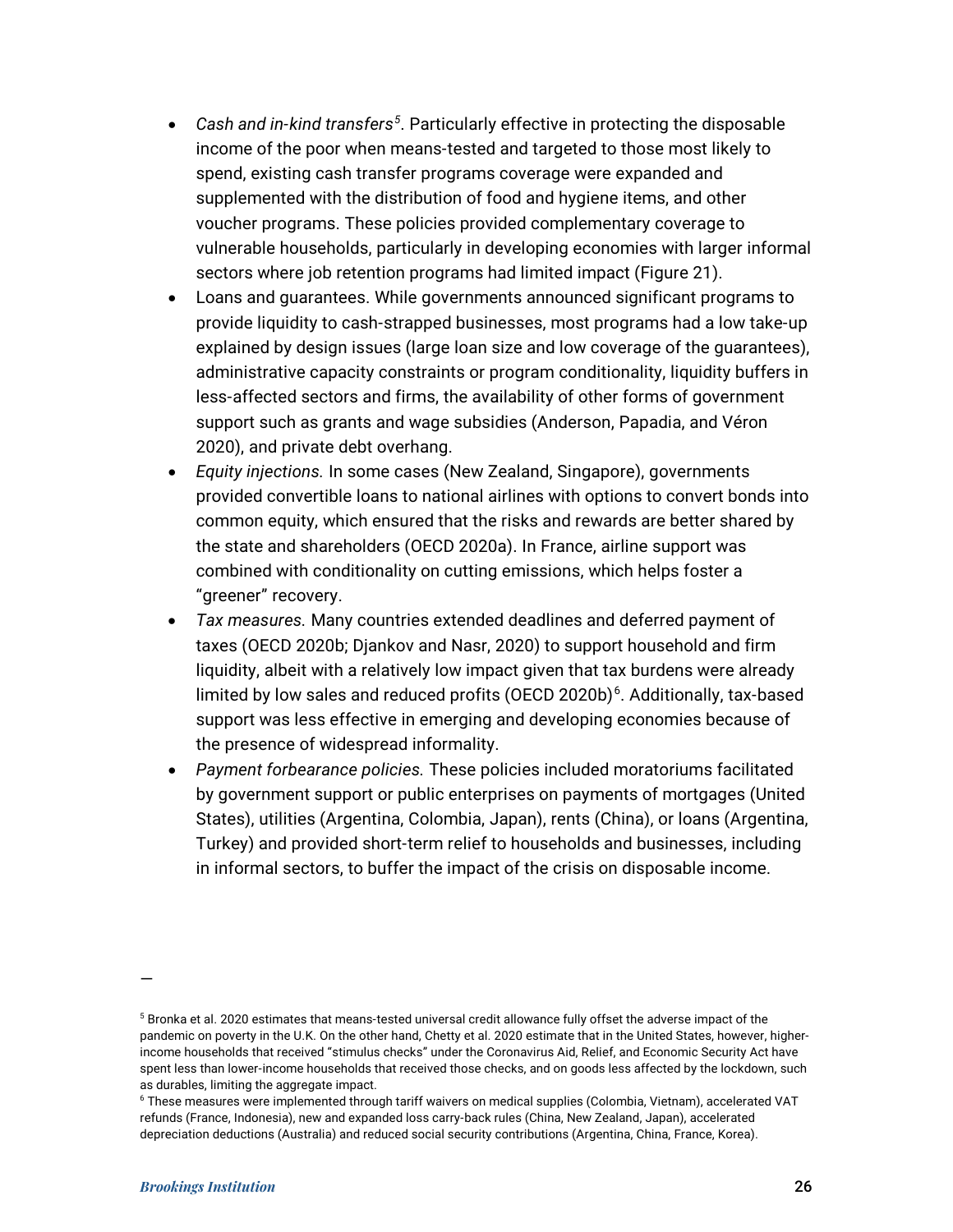- *Cash and in-kind transfers*[5]. Particularly effective in protecting the disposable income of the poor when means-tested and targeted to those most likely to spend, existing cash transfer programs coverage were expanded and supplemented with the distribution of food and hygiene items, and other voucher programs. These policies provided complementary coverage to vulnerable households, particularly in developing economies with larger informal sectors where job retention programs had limited impact (Figure 21).
- Loans and guarantees. While governments announced significant programs to provide liquidity to cash-strapped businesses, most programs had a low take-up explained by design issues (large loan size and low coverage of the guarantees), administrative capacity constraints or program conditionality, liquidity buffers in less-affected sectors and firms, the availability of other forms of government support such as grants and wage subsidies (Anderson, Papadia, and Véron 2020), and private debt overhang.
- *Equity injections.* In some cases (New Zealand, Singapore), governments provided convertible loans to national airlines with options to convert bonds into common equity, which ensured that the risks and rewards are better shared by the state and shareholders (OECD 2020a). In France, airline support was combined with conditionality on cutting emissions, which helps foster a "greener" recovery.
- *Tax measures.* Many countries extended deadlines and deferred payment of taxes (OECD 2020b; Djankov and Nasr, 2020) to support household and firm liquidity, albeit with a relatively low impact given that tax burdens were already limited by low sales and reduced profits (OECD 2020b)[6]. Additionally, tax-based support was less effective in emerging and developing economies because of the presence of widespread informality.
- *Payment forbearance policies.* These policies included moratoriums facilitated by government support or public enterprises on payments of mortgages (United States), utilities (Argentina, Colombia, Japan), rents (China), or loans (Argentina, Turkey) and provided short-term relief to households and businesses, including in informal sectors, to buffer the impact of the crisis on disposable income.

—

[5] Bronka et al. 2020 estimates that means-tested universal credit allowance fully offset the adverse impact of the pandemic on poverty in the U.K. On the other hand, Chetty et al. 2020 estimate that in the United States, however, higher-income households that received "stimulus checks" under the Coronavirus Aid, Relief, and Economic Security Act have spent less than lower-income households that received those checks, and on goods less affected by the lockdown, such as durables, limiting the aggregate impact.

[6] These measures were implemented through tariff waivers on medical supplies (Colombia, Vietnam), accelerated VAT refunds (France, Indonesia), new and expanded loss carry-back rules (China, New Zealand, Japan), accelerated depreciation deductions (Australia) and reduced social security contributions (Argentina, China, France, Korea).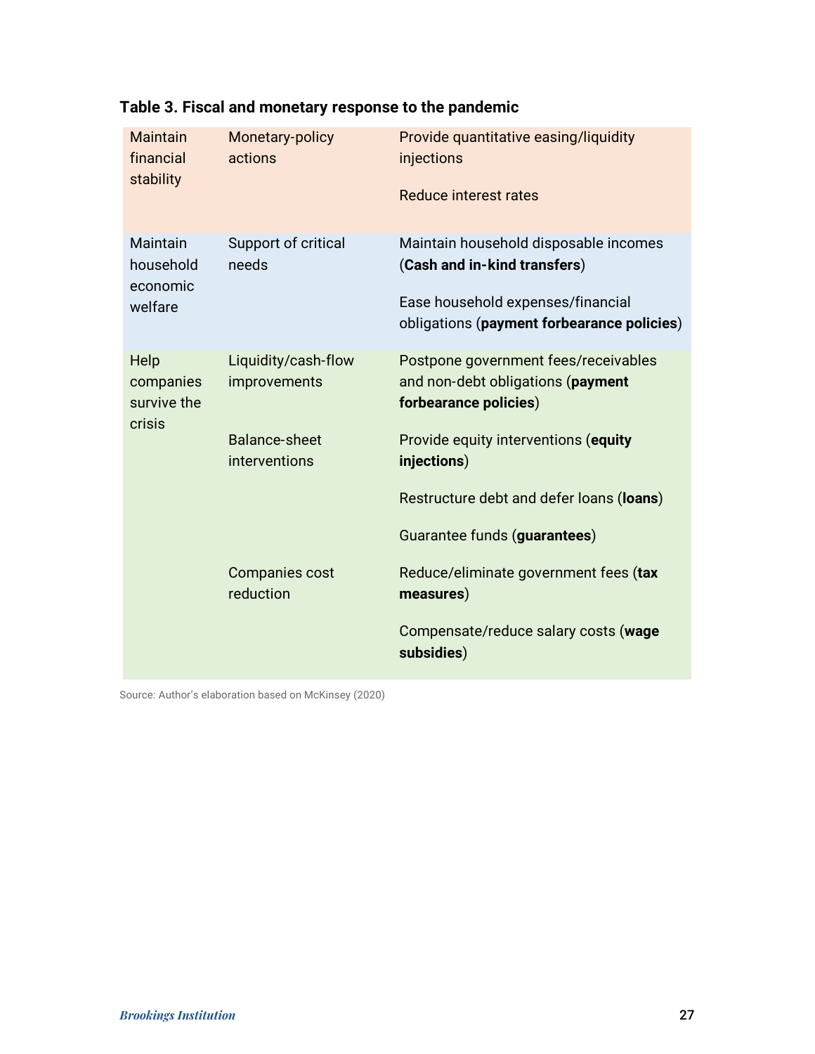**Table 3. Fiscal and monetary response to the pandemic**

| | | |
|---|---|---|
| Maintain financial stability | Monetary-policy actions | Provide quantitative easing/liquidity injections |
| | | Reduce interest rates |
| Maintain household economic welfare | Support of critical needs | Maintain household disposable incomes (**Cash and in-kind transfers**) |
| | | Ease household expenses/financial obligations (**payment forbearance policies**) |
| Help companies survive the crisis | Liquidity/cash-flow improvements | Postpone government fees/receivables and non-debt obligations (**payment forbearance policies**) |
| | Balance-sheet interventions | Provide equity interventions (**equity injections**) |
| | | Restructure debt and defer loans (**loans**) |
| | | Guarantee funds (**guarantees**) |
| | Companies cost reduction | Reduce/eliminate government fees (**tax measures**) |
| | | Compensate/reduce salary costs (**wage subsidies**) |

Source: Author's elaboration based on McKinsey (2020)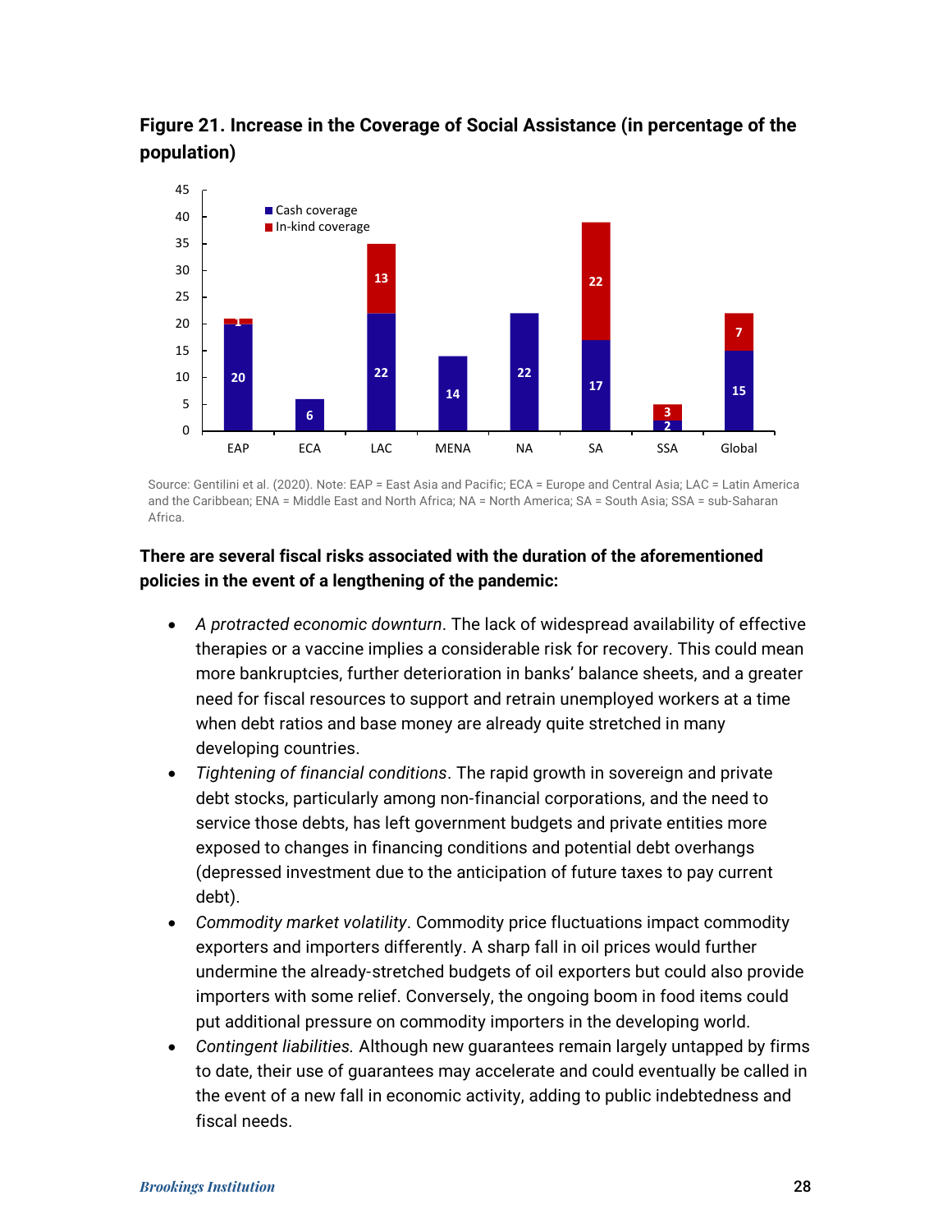**Figure 21. Increase in the Coverage of Social Assistance (in percentage of the population)**

Source: Gentilini et al. (2020). Note: EAP = East Asia and Pacific; ECA = Europe and Central Asia; LAC = Latin America and the Caribbean; ENA = Middle East and North Africa; NA = North America; SA = South Asia; SSA = sub-Saharan Africa.

**There are several fiscal risks associated with the duration of the aforementioned policies in the event of a lengthening of the pandemic:**

- *A protracted economic downturn*. The lack of widespread availability of effective therapies or a vaccine implies a considerable risk for recovery. This could mean more bankruptcies, further deterioration in banks' balance sheets, and a greater need for fiscal resources to support and retrain unemployed workers at a time when debt ratios and base money are already quite stretched in many developing countries.
- *Tightening of financial conditions*. The rapid growth in sovereign and private debt stocks, particularly among non-financial corporations, and the need to service those debts, has left government budgets and private entities more exposed to changes in financing conditions and potential debt overhangs (depressed investment due to the anticipation of future taxes to pay current debt).
- *Commodity market volatility*. Commodity price fluctuations impact commodity exporters and importers differently. A sharp fall in oil prices would further undermine the already-stretched budgets of oil exporters but could also provide importers with some relief. Conversely, the ongoing boom in food items could put additional pressure on commodity importers in the developing world.
- *Contingent liabilities.* Although new guarantees remain largely untapped by firms to date, their use of guarantees may accelerate and could eventually be called in the event of a new fall in economic activity, adding to public indebtedness and fiscal needs.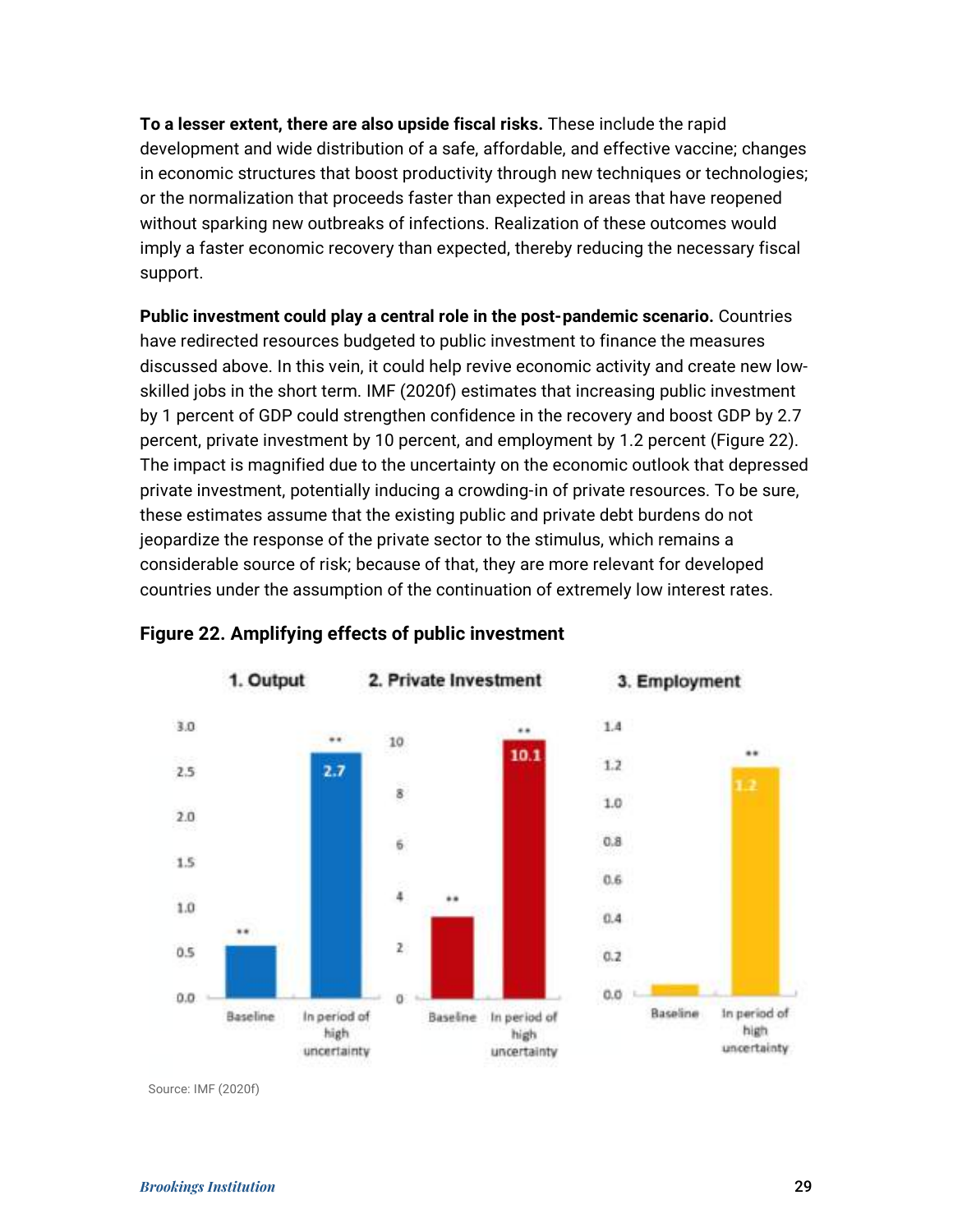**To a lesser extent, there are also upside fiscal risks.** These include the rapid development and wide distribution of a safe, affordable, and effective vaccine; changes in economic structures that boost productivity through new techniques or technologies; or the normalization that proceeds faster than expected in areas that have reopened without sparking new outbreaks of infections. Realization of these outcomes would imply a faster economic recovery than expected, thereby reducing the necessary fiscal support.

**Public investment could play a central role in the post-pandemic scenario.** Countries have redirected resources budgeted to public investment to finance the measures discussed above. In this vein, it could help revive economic activity and create new low-skilled jobs in the short term. IMF (2020f) estimates that increasing public investment by 1 percent of GDP could strengthen confidence in the recovery and boost GDP by 2.7 percent, private investment by 10 percent, and employment by 1.2 percent (Figure 22). The impact is magnified due to the uncertainty on the economic outlook that depressed private investment, potentially inducing a crowding-in of private resources. To be sure, these estimates assume that the existing public and private debt burdens do not jeopardize the response of the private sector to the stimulus, which remains a considerable source of risk; because of that, they are more relevant for developed countries under the assumption of the continuation of extremely low interest rates.

**Figure 22. Amplifying effects of public investment**

1. Output — Baseline: ~0.6 (**); In period of high uncertainty: 2.7 (**)

2. Private Investment — Baseline: ~3.2 (**); In period of high uncertainty: 10.1 (**)

3. Employment — Baseline: ~0.05; In period of high uncertainty: 1.2 (**)

Source: IMF (2020f)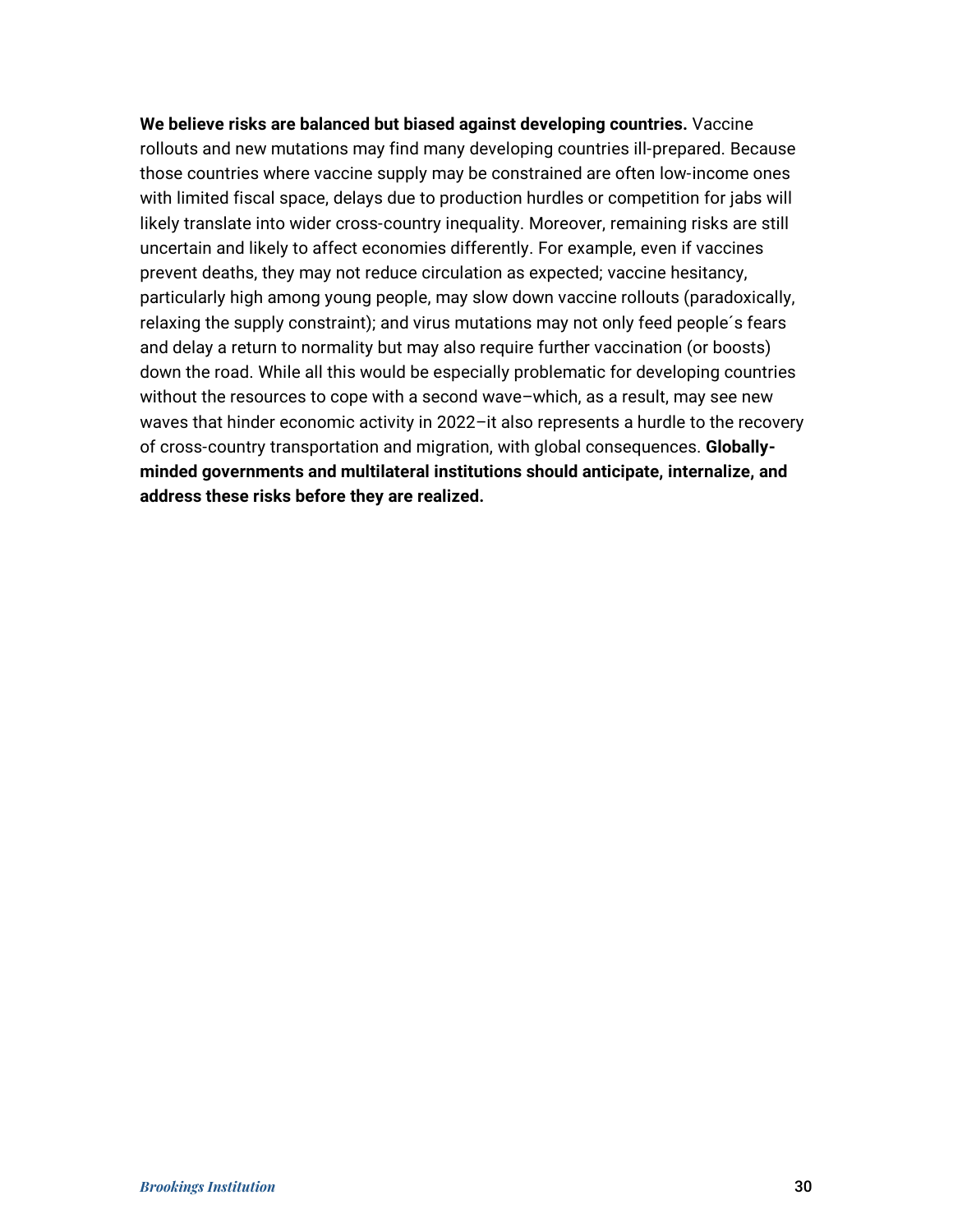**We believe risks are balanced but biased against developing countries.** Vaccine rollouts and new mutations may find many developing countries ill-prepared. Because those countries where vaccine supply may be constrained are often low-income ones with limited fiscal space, delays due to production hurdles or competition for jabs will likely translate into wider cross-country inequality. Moreover, remaining risks are still uncertain and likely to affect economies differently. For example, even if vaccines prevent deaths, they may not reduce circulation as expected; vaccine hesitancy, particularly high among young people, may slow down vaccine rollouts (paradoxically, relaxing the supply constraint); and virus mutations may not only feed people´s fears and delay a return to normality but may also require further vaccination (or boosts) down the road. While all this would be especially problematic for developing countries without the resources to cope with a second wave–which, as a result, may see new waves that hinder economic activity in 2022–it also represents a hurdle to the recovery of cross-country transportation and migration, with global consequences. **Globally-minded governments and multilateral institutions should anticipate, internalize, and address these risks before they are realized.**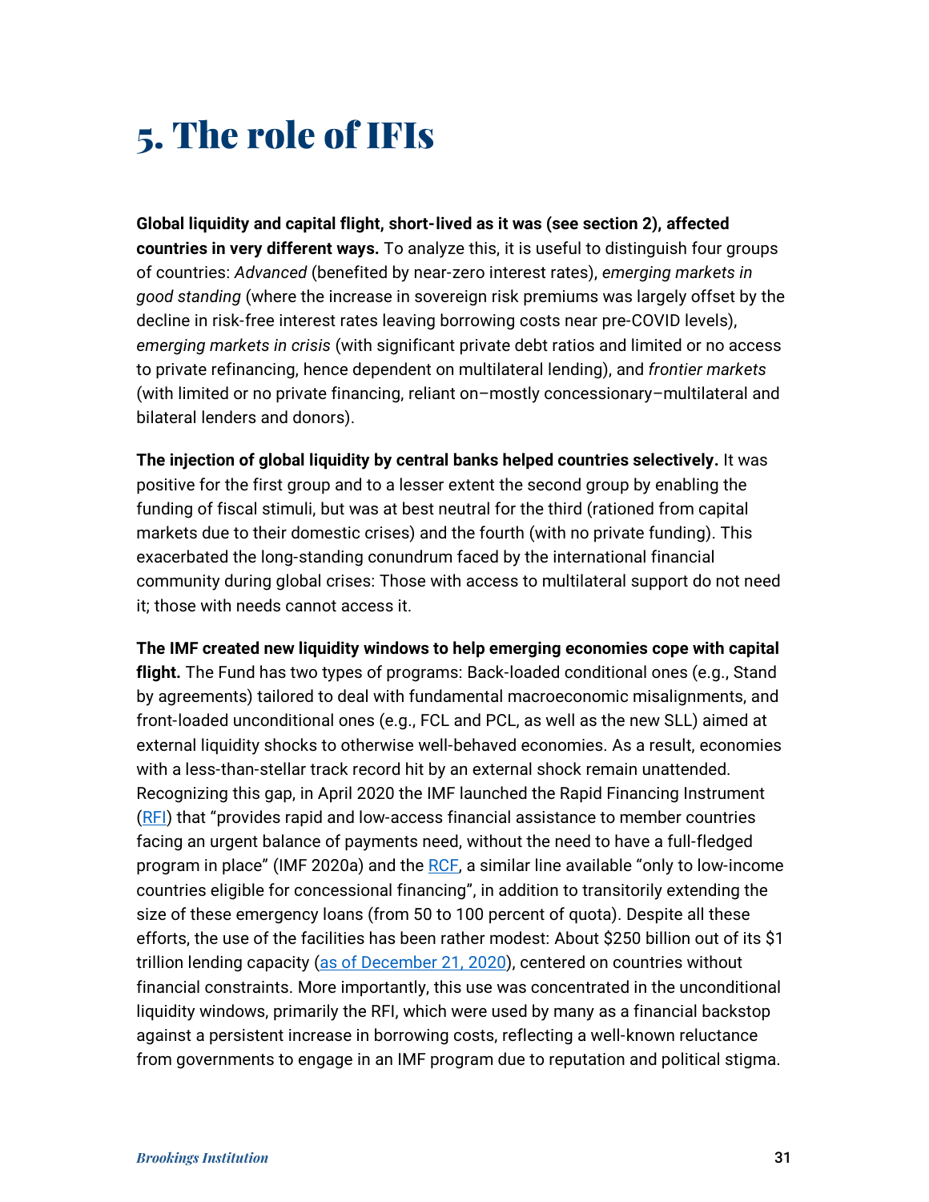# 5. The role of IFIs

**Global liquidity and capital flight, short-lived as it was (see section 2), affected countries in very different ways.** To analyze this, it is useful to distinguish four groups of countries: *Advanced* (benefited by near-zero interest rates), *emerging markets in good standing* (where the increase in sovereign risk premiums was largely offset by the decline in risk-free interest rates leaving borrowing costs near pre-COVID levels), *emerging markets in crisis* (with significant private debt ratios and limited or no access to private refinancing, hence dependent on multilateral lending), and *frontier markets* (with limited or no private financing, reliant on–mostly concessionary–multilateral and bilateral lenders and donors).

**The injection of global liquidity by central banks helped countries selectively.** It was positive for the first group and to a lesser extent the second group by enabling the funding of fiscal stimuli, but was at best neutral for the third (rationed from capital markets due to their domestic crises) and the fourth (with no private funding). This exacerbated the long-standing conundrum faced by the international financial community during global crises: Those with access to multilateral support do not need it; those with needs cannot access it.

**The IMF created new liquidity windows to help emerging economies cope with capital flight.** The Fund has two types of programs: Back-loaded conditional ones (e.g., Stand by agreements) tailored to deal with fundamental macroeconomic misalignments, and front-loaded unconditional ones (e.g., FCL and PCL, as well as the new SLL) aimed at external liquidity shocks to otherwise well-behaved economies. As a result, economies with a less-than-stellar track record hit by an external shock remain unattended. Recognizing this gap, in April 2020 the IMF launched the Rapid Financing Instrument (RFI) that "provides rapid and low-access financial assistance to member countries facing an urgent balance of payments need, without the need to have a full-fledged program in place" (IMF 2020a) and the RCF, a similar line available "only to low-income countries eligible for concessional financing", in addition to transitorily extending the size of these emergency loans (from 50 to 100 percent of quota). Despite all these efforts, the use of the facilities has been rather modest: About $250 billion out of its $1 trillion lending capacity (as of December 21, 2020), centered on countries without financial constraints. More importantly, this use was concentrated in the unconditional liquidity windows, primarily the RFI, which were used by many as a financial backstop against a persistent increase in borrowing costs, reflecting a well-known reluctance from governments to engage in an IMF program due to reputation and political stigma.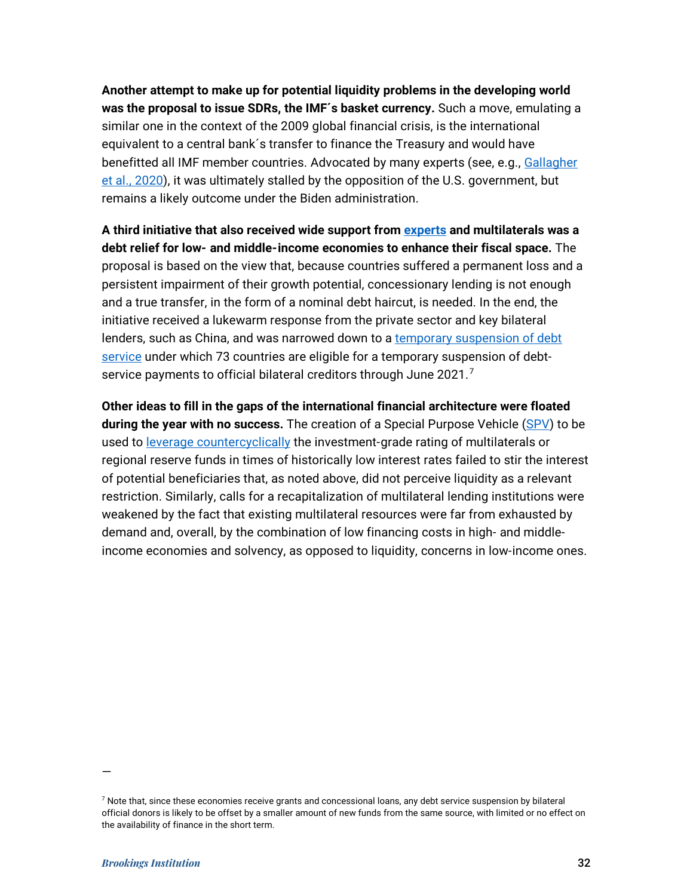**Another attempt to make up for potential liquidity problems in the developing world was the proposal to issue SDRs, the IMF´s basket currency.** Such a move, emulating a similar one in the context of the 2009 global financial crisis, is the international equivalent to a central bank´s transfer to finance the Treasury and would have benefitted all IMF member countries. Advocated by many experts (see, e.g., Gallagher et al., 2020), it was ultimately stalled by the opposition of the U.S. government, but remains a likely outcome under the Biden administration.

**A third initiative that also received wide support from experts and multilaterals was a debt relief for low- and middle-income economies to enhance their fiscal space.** The proposal is based on the view that, because countries suffered a permanent loss and a persistent impairment of their growth potential, concessionary lending is not enough and a true transfer, in the form of a nominal debt haircut, is needed. In the end, the initiative received a lukewarm response from the private sector and key bilateral lenders, such as China, and was narrowed down to a temporary suspension of debt service under which 73 countries are eligible for a temporary suspension of debt-service payments to official bilateral creditors through June 2021.[7]

**Other ideas to fill in the gaps of the international financial architecture were floated during the year with no success.** The creation of a Special Purpose Vehicle (SPV) to be used to leverage countercyclically the investment-grade rating of multilaterals or regional reserve funds in times of historically low interest rates failed to stir the interest of potential beneficiaries that, as noted above, did not perceive liquidity as a relevant restriction. Similarly, calls for a recapitalization of multilateral lending institutions were weakened by the fact that existing multilateral resources were far from exhausted by demand and, overall, by the combination of low financing costs in high- and middle-income economies and solvency, as opposed to liquidity, concerns in low-income ones.

—

[7] Note that, since these economies receive grants and concessional loans, any debt service suspension by bilateral official donors is likely to be offset by a smaller amount of new funds from the same source, with limited or no effect on the availability of finance in the short term.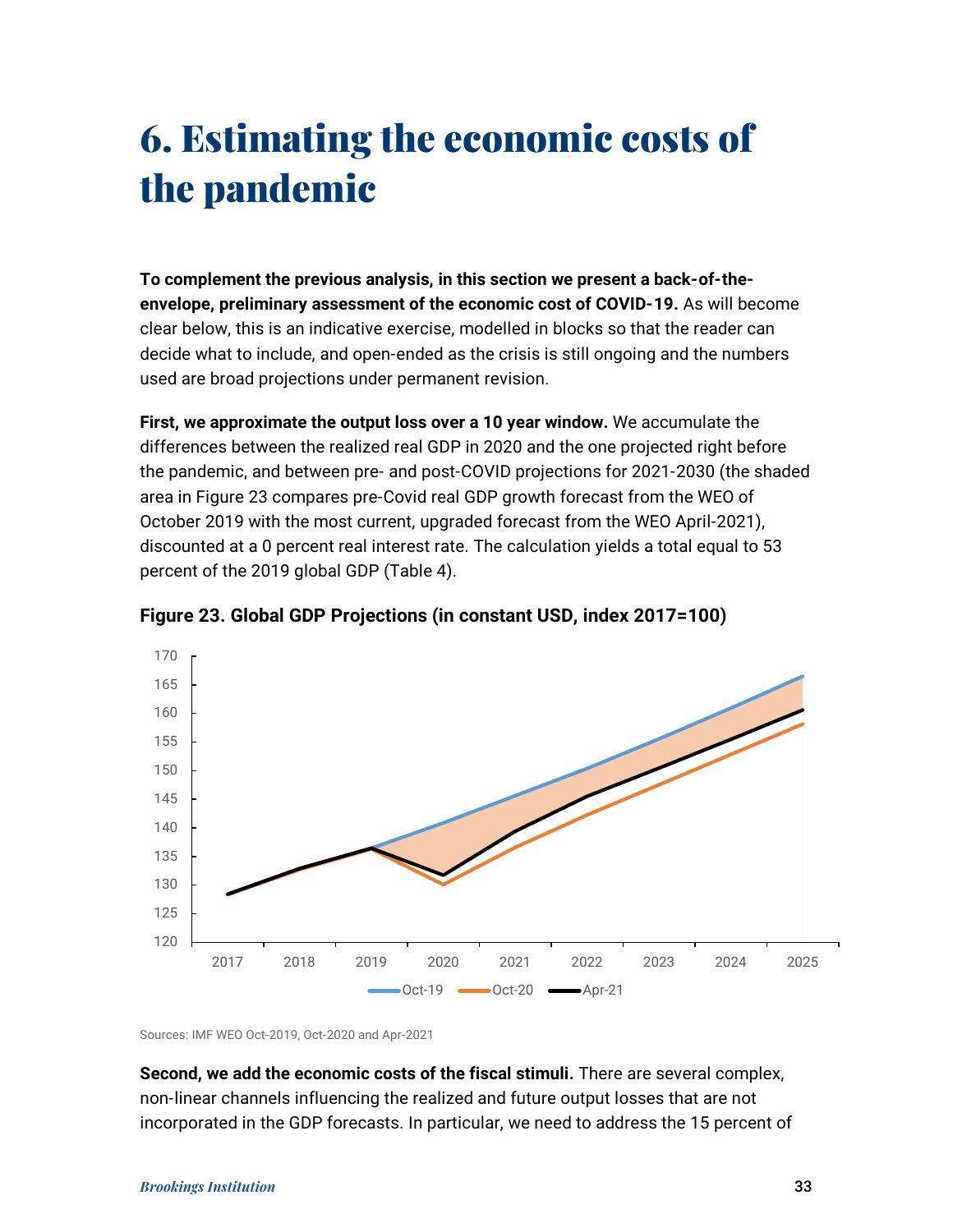# 6. Estimating the economic costs of the pandemic

**To complement the previous analysis, in this section we present a back-of-the-envelope, preliminary assessment of the economic cost of COVID-19.** As will become clear below, this is an indicative exercise, modelled in blocks so that the reader can decide what to include, and open-ended as the crisis is still ongoing and the numbers used are broad projections under permanent revision.

**First, we approximate the output loss over a 10 year window.** We accumulate the differences between the realized real GDP in 2020 and the one projected right before the pandemic, and between pre- and post-COVID projections for 2021-2030 (the shaded area in Figure 23 compares pre-Covid real GDP growth forecast from the WEO of October 2019 with the most current, upgraded forecast from the WEO April-2021), discounted at a 0 percent real interest rate. The calculation yields a total equal to 53 percent of the 2019 global GDP (Table 4).

**Figure 23. Global GDP Projections (in constant USD, index 2017=100)**

Sources: IMF WEO Oct-2019, Oct-2020 and Apr-2021

**Second, we add the economic costs of the fiscal stimuli.** There are several complex, non-linear channels influencing the realized and future output losses that are not incorporated in the GDP forecasts. In particular, we need to address the 15 percent of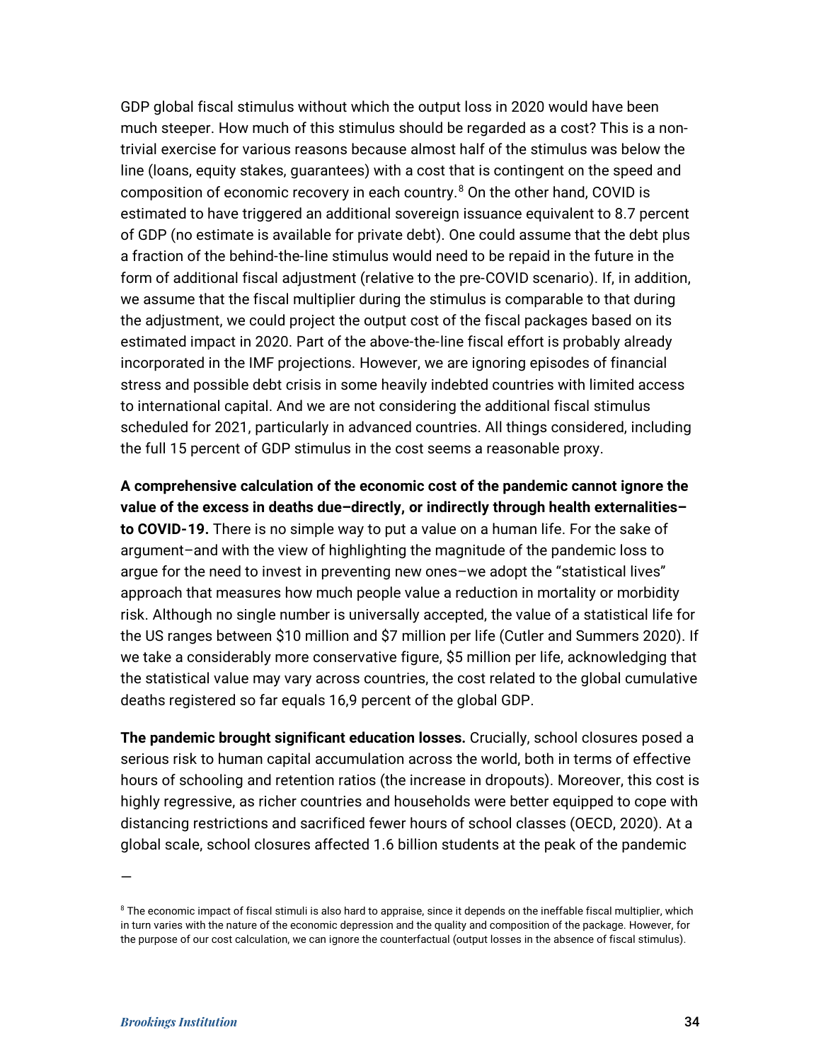GDP global fiscal stimulus without which the output loss in 2020 would have been much steeper. How much of this stimulus should be regarded as a cost? This is a non-trivial exercise for various reasons because almost half of the stimulus was below the line (loans, equity stakes, guarantees) with a cost that is contingent on the speed and composition of economic recovery in each country.[8] On the other hand, COVID is estimated to have triggered an additional sovereign issuance equivalent to 8.7 percent of GDP (no estimate is available for private debt). One could assume that the debt plus a fraction of the behind-the-line stimulus would need to be repaid in the future in the form of additional fiscal adjustment (relative to the pre-COVID scenario). If, in addition, we assume that the fiscal multiplier during the stimulus is comparable to that during the adjustment, we could project the output cost of the fiscal packages based on its estimated impact in 2020. Part of the above-the-line fiscal effort is probably already incorporated in the IMF projections. However, we are ignoring episodes of financial stress and possible debt crisis in some heavily indebted countries with limited access to international capital. And we are not considering the additional fiscal stimulus scheduled for 2021, particularly in advanced countries. All things considered, including the full 15 percent of GDP stimulus in the cost seems a reasonable proxy.

**A comprehensive calculation of the economic cost of the pandemic cannot ignore the value of the excess in deaths due–directly, or indirectly through health externalities–to COVID-19.** There is no simple way to put a value on a human life. For the sake of argument–and with the view of highlighting the magnitude of the pandemic loss to argue for the need to invest in preventing new ones–we adopt the "statistical lives" approach that measures how much people value a reduction in mortality or morbidity risk. Although no single number is universally accepted, the value of a statistical life for the US ranges between $10 million and $7 million per life (Cutler and Summers 2020). If we take a considerably more conservative figure, $5 million per life, acknowledging that the statistical value may vary across countries, the cost related to the global cumulative deaths registered so far equals 16,9 percent of the global GDP.

**The pandemic brought significant education losses.** Crucially, school closures posed a serious risk to human capital accumulation across the world, both in terms of effective hours of schooling and retention ratios (the increase in dropouts). Moreover, this cost is highly regressive, as richer countries and households were better equipped to cope with distancing restrictions and sacrificed fewer hours of school classes (OECD, 2020). At a global scale, school closures affected 1.6 billion students at the peak of the pandemic

—

[8] The economic impact of fiscal stimuli is also hard to appraise, since it depends on the ineffable fiscal multiplier, which in turn varies with the nature of the economic depression and the quality and composition of the package. However, for the purpose of our cost calculation, we can ignore the counterfactual (output losses in the absence of fiscal stimulus).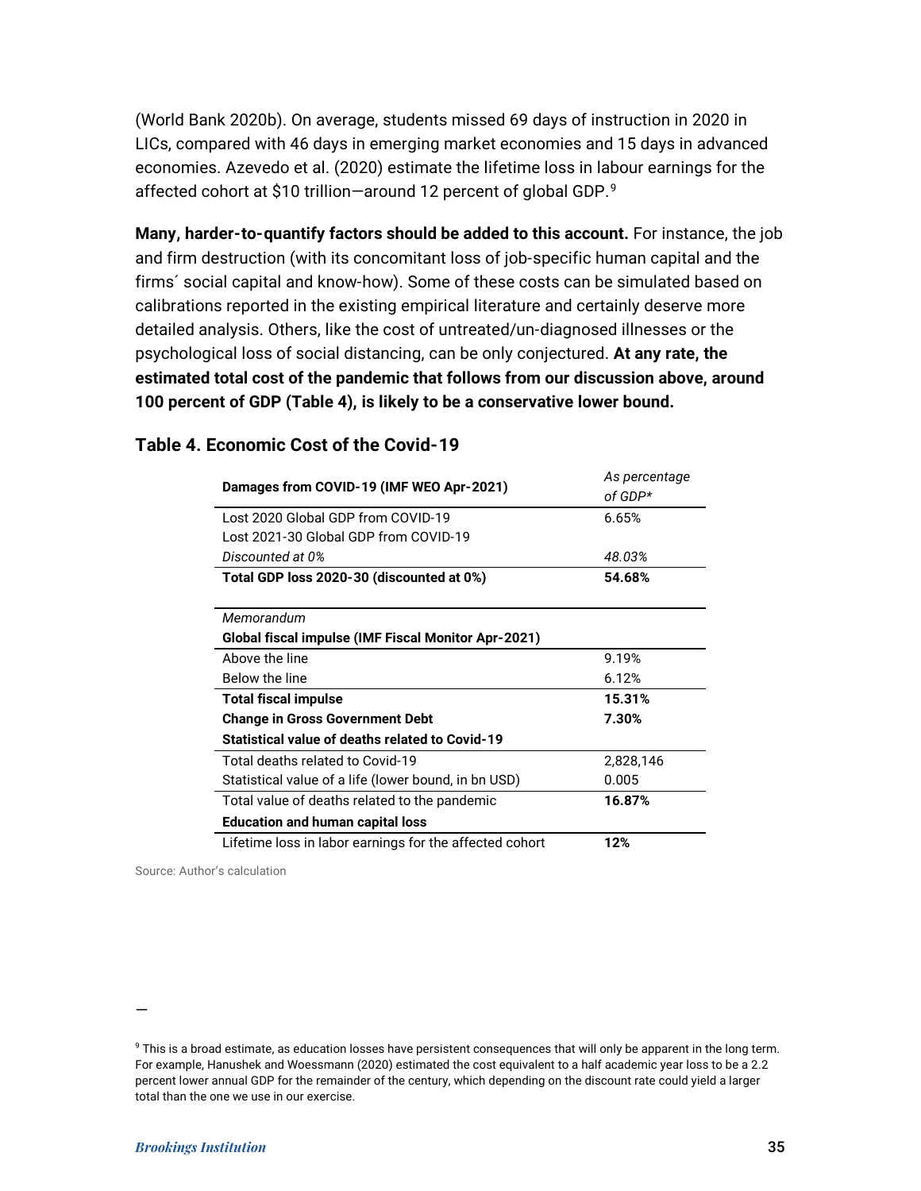(World Bank 2020b). On average, students missed 69 days of instruction in 2020 in LICs, compared with 46 days in emerging market economies and 15 days in advanced economies. Azevedo et al. (2020) estimate the lifetime loss in labour earnings for the affected cohort at $10 trillion—around 12 percent of global GDP.[9]

**Many, harder-to-quantify factors should be added to this account.** For instance, the job and firm destruction (with its concomitant loss of job-specific human capital and the firms´ social capital and know-how). Some of these costs can be simulated based on calibrations reported in the existing empirical literature and certainly deserve more detailed analysis. Others, like the cost of untreated/un-diagnosed illnesses or the psychological loss of social distancing, can be only conjectured. **At any rate, the estimated total cost of the pandemic that follows from our discussion above, around 100 percent of GDP (Table 4), is likely to be a conservative lower bound.**

### Table 4. Economic Cost of the Covid-19

| **Damages from COVID-19 (IMF WEO Apr-2021)** | *As percentage of GDP\** |
|---|---|
| Lost 2020 Global GDP from COVID-19 | 6.65% |
| Lost 2021-30 Global GDP from COVID-19 | |
| *Discounted at 0%* | *48.03%* |
| **Total GDP loss 2020-30 (discounted at 0%)** | **54.68%** |
| | |
| *Memorandum* | |
| **Global fiscal impulse (IMF Fiscal Monitor Apr-2021)** | |
| Above the line | 9.19% |
| Below the line | 6.12% |
| **Total fiscal impulse** | **15.31%** |
| **Change in Gross Government Debt** | **7.30%** |
| **Statistical value of deaths related to Covid-19** | |
| Total deaths related to Covid-19 | 2,828,146 |
| Statistical value of a life (lower bound, in bn USD) | 0.005 |
| Total value of deaths related to the pandemic | **16.87%** |
| **Education and human capital loss** | |
| Lifetime loss in labor earnings for the affected cohort | **12%** |

Source: Author's calculation

[9] This is a broad estimate, as education losses have persistent consequences that will only be apparent in the long term. For example, Hanushek and Woessmann (2020) estimated the cost equivalent to a half academic year loss to be a 2.2 percent lower annual GDP for the remainder of the century, which depending on the discount rate could yield a larger total than the one we use in our exercise.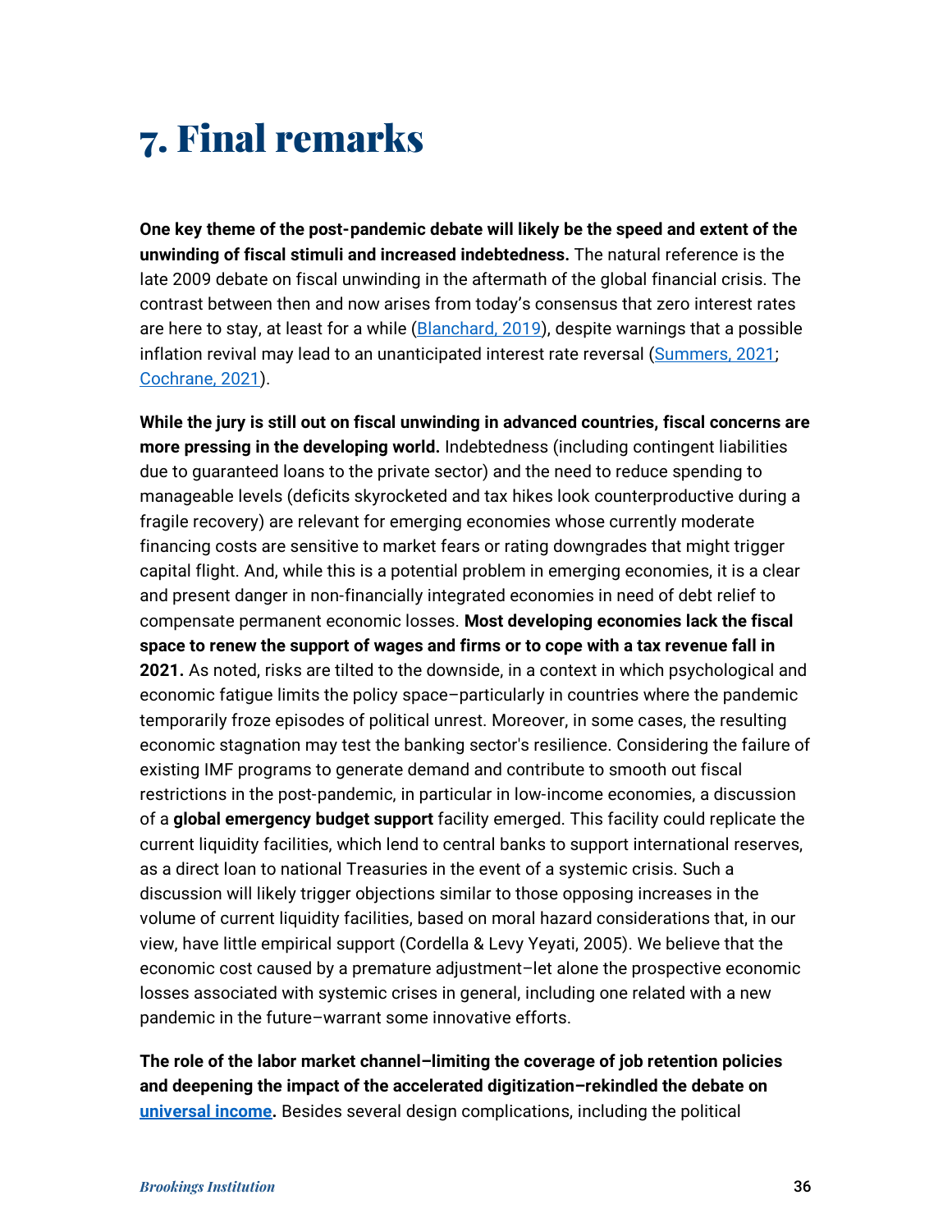# 7. Final remarks

**One key theme of the post-pandemic debate will likely be the speed and extent of the unwinding of fiscal stimuli and increased indebtedness.** The natural reference is the late 2009 debate on fiscal unwinding in the aftermath of the global financial crisis. The contrast between then and now arises from today's consensus that zero interest rates are here to stay, at least for a while (Blanchard, 2019), despite warnings that a possible inflation revival may lead to an unanticipated interest rate reversal (Summers, 2021; Cochrane, 2021).

**While the jury is still out on fiscal unwinding in advanced countries, fiscal concerns are more pressing in the developing world.** Indebtedness (including contingent liabilities due to guaranteed loans to the private sector) and the need to reduce spending to manageable levels (deficits skyrocketed and tax hikes look counterproductive during a fragile recovery) are relevant for emerging economies whose currently moderate financing costs are sensitive to market fears or rating downgrades that might trigger capital flight. And, while this is a potential problem in emerging economies, it is a clear and present danger in non-financially integrated economies in need of debt relief to compensate permanent economic losses. **Most developing economies lack the fiscal space to renew the support of wages and firms or to cope with a tax revenue fall in 2021.** As noted, risks are tilted to the downside, in a context in which psychological and economic fatigue limits the policy space–particularly in countries where the pandemic temporarily froze episodes of political unrest. Moreover, in some cases, the resulting economic stagnation may test the banking sector's resilience. Considering the failure of existing IMF programs to generate demand and contribute to smooth out fiscal restrictions in the post-pandemic, in particular in low-income economies, a discussion of a **global emergency budget support** facility emerged. This facility could replicate the current liquidity facilities, which lend to central banks to support international reserves, as a direct loan to national Treasuries in the event of a systemic crisis. Such a discussion will likely trigger objections similar to those opposing increases in the volume of current liquidity facilities, based on moral hazard considerations that, in our view, have little empirical support (Cordella & Levy Yeyati, 2005). We believe that the economic cost caused by a premature adjustment–let alone the prospective economic losses associated with systemic crises in general, including one related with a new pandemic in the future–warrant some innovative efforts.

**The role of the labor market channel–limiting the coverage of job retention policies and deepening the impact of the accelerated digitization–rekindled the debate on universal income.** Besides several design complications, including the political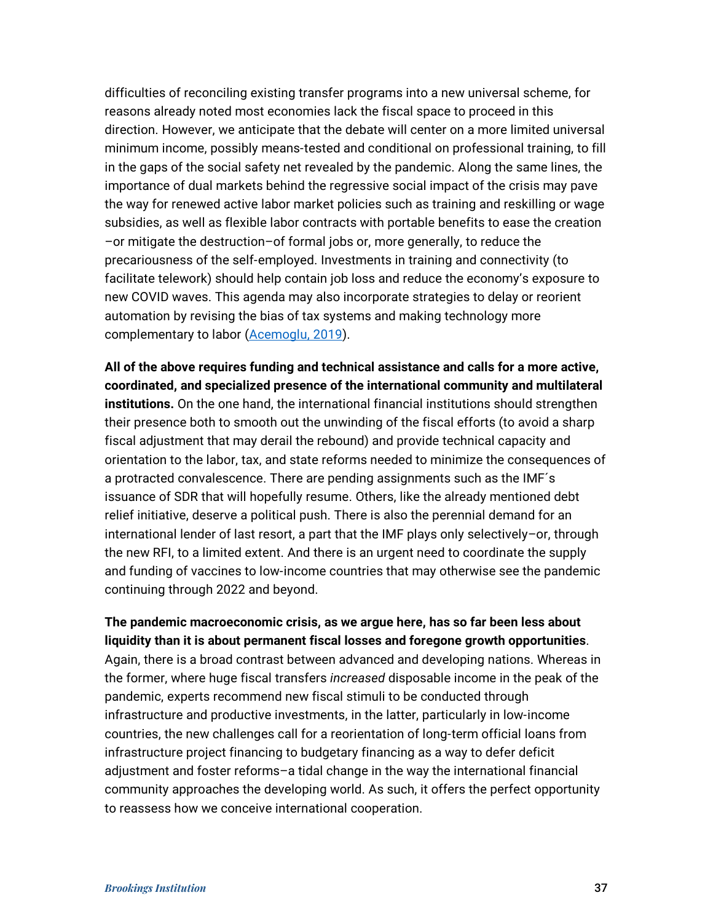difficulties of reconciling existing transfer programs into a new universal scheme, for reasons already noted most economies lack the fiscal space to proceed in this direction. However, we anticipate that the debate will center on a more limited universal minimum income, possibly means-tested and conditional on professional training, to fill in the gaps of the social safety net revealed by the pandemic. Along the same lines, the importance of dual markets behind the regressive social impact of the crisis may pave the way for renewed active labor market policies such as training and reskilling or wage subsidies, as well as flexible labor contracts with portable benefits to ease the creation –or mitigate the destruction–of formal jobs or, more generally, to reduce the precariousness of the self-employed. Investments in training and connectivity (to facilitate telework) should help contain job loss and reduce the economy's exposure to new COVID waves. This agenda may also incorporate strategies to delay or reorient automation by revising the bias of tax systems and making technology more complementary to labor (Acemoglu, 2019).

**All of the above requires funding and technical assistance and calls for a more active, coordinated, and specialized presence of the international community and multilateral institutions.** On the one hand, the international financial institutions should strengthen their presence both to smooth out the unwinding of the fiscal efforts (to avoid a sharp fiscal adjustment that may derail the rebound) and provide technical capacity and orientation to the labor, tax, and state reforms needed to minimize the consequences of a protracted convalescence. There are pending assignments such as the IMF´s issuance of SDR that will hopefully resume. Others, like the already mentioned debt relief initiative, deserve a political push. There is also the perennial demand for an international lender of last resort, a part that the IMF plays only selectively–or, through the new RFI, to a limited extent. And there is an urgent need to coordinate the supply and funding of vaccines to low-income countries that may otherwise see the pandemic continuing through 2022 and beyond.

**The pandemic macroeconomic crisis, as we argue here, has so far been less about liquidity than it is about permanent fiscal losses and foregone growth opportunities**. Again, there is a broad contrast between advanced and developing nations. Whereas in the former, where huge fiscal transfers *increased* disposable income in the peak of the pandemic, experts recommend new fiscal stimuli to be conducted through infrastructure and productive investments, in the latter, particularly in low-income countries, the new challenges call for a reorientation of long-term official loans from infrastructure project financing to budgetary financing as a way to defer deficit adjustment and foster reforms–a tidal change in the way the international financial community approaches the developing world. As such, it offers the perfect opportunity to reassess how we conceive international cooperation.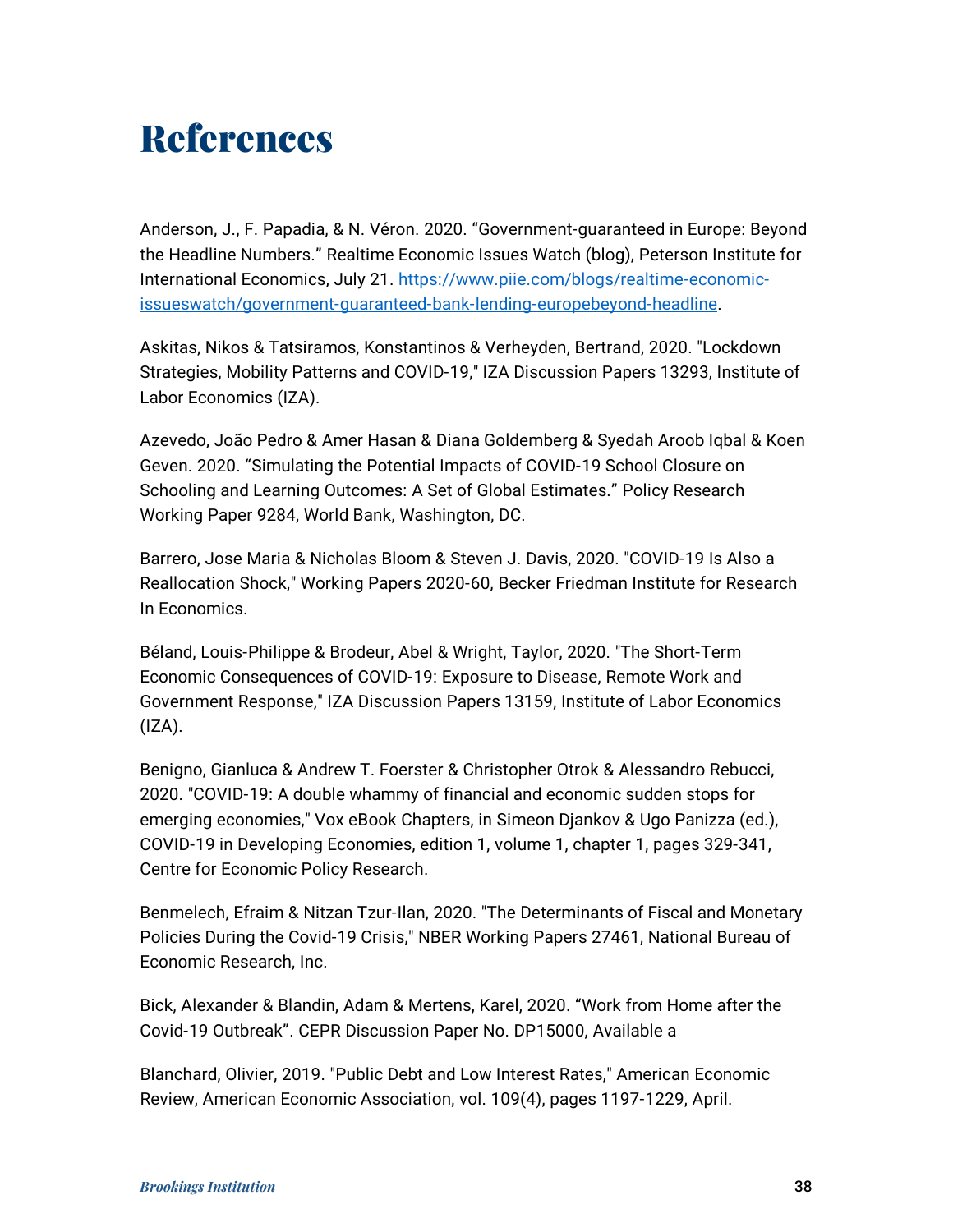# References

Anderson, J., F. Papadia, & N. Véron. 2020. “Government-guaranteed in Europe: Beyond the Headline Numbers.” Realtime Economic Issues Watch (blog), Peterson Institute for International Economics, July 21. [https://www.piie.com/blogs/realtime-economic-issueswatch/government-guaranteed-bank-lending-europebeyond-headline](https://www.piie.com/blogs/realtime-economic-issueswatch/government-guaranteed-bank-lending-europebeyond-headline).

Askitas, Nikos & Tatsiramos, Konstantinos & Verheyden, Bertrand, 2020. "Lockdown Strategies, Mobility Patterns and COVID-19," IZA Discussion Papers 13293, Institute of Labor Economics (IZA).

Azevedo, João Pedro & Amer Hasan & Diana Goldemberg & Syedah Aroob Iqbal & Koen Geven. 2020. “Simulating the Potential Impacts of COVID-19 School Closure on Schooling and Learning Outcomes: A Set of Global Estimates.” Policy Research Working Paper 9284, World Bank, Washington, DC.

Barrero, Jose Maria & Nicholas Bloom & Steven J. Davis, 2020. "COVID-19 Is Also a Reallocation Shock," Working Papers 2020-60, Becker Friedman Institute for Research In Economics.

Béland, Louis-Philippe & Brodeur, Abel & Wright, Taylor, 2020. "The Short-Term Economic Consequences of COVID-19: Exposure to Disease, Remote Work and Government Response," IZA Discussion Papers 13159, Institute of Labor Economics (IZA).

Benigno, Gianluca & Andrew T. Foerster & Christopher Otrok & Alessandro Rebucci, 2020. "COVID-19: A double whammy of financial and economic sudden stops for emerging economies," Vox eBook Chapters, in Simeon Djankov & Ugo Panizza (ed.), COVID-19 in Developing Economies, edition 1, volume 1, chapter 1, pages 329-341, Centre for Economic Policy Research.

Benmelech, Efraim & Nitzan Tzur-Ilan, 2020. "The Determinants of Fiscal and Monetary Policies During the Covid-19 Crisis," NBER Working Papers 27461, National Bureau of Economic Research, Inc.

Bick, Alexander & Blandin, Adam & Mertens, Karel, 2020. “Work from Home after the Covid-19 Outbreak”. CEPR Discussion Paper No. DP15000, Available a

Blanchard, Olivier, 2019. "Public Debt and Low Interest Rates," American Economic Review, American Economic Association, vol. 109(4), pages 1197-1229, April.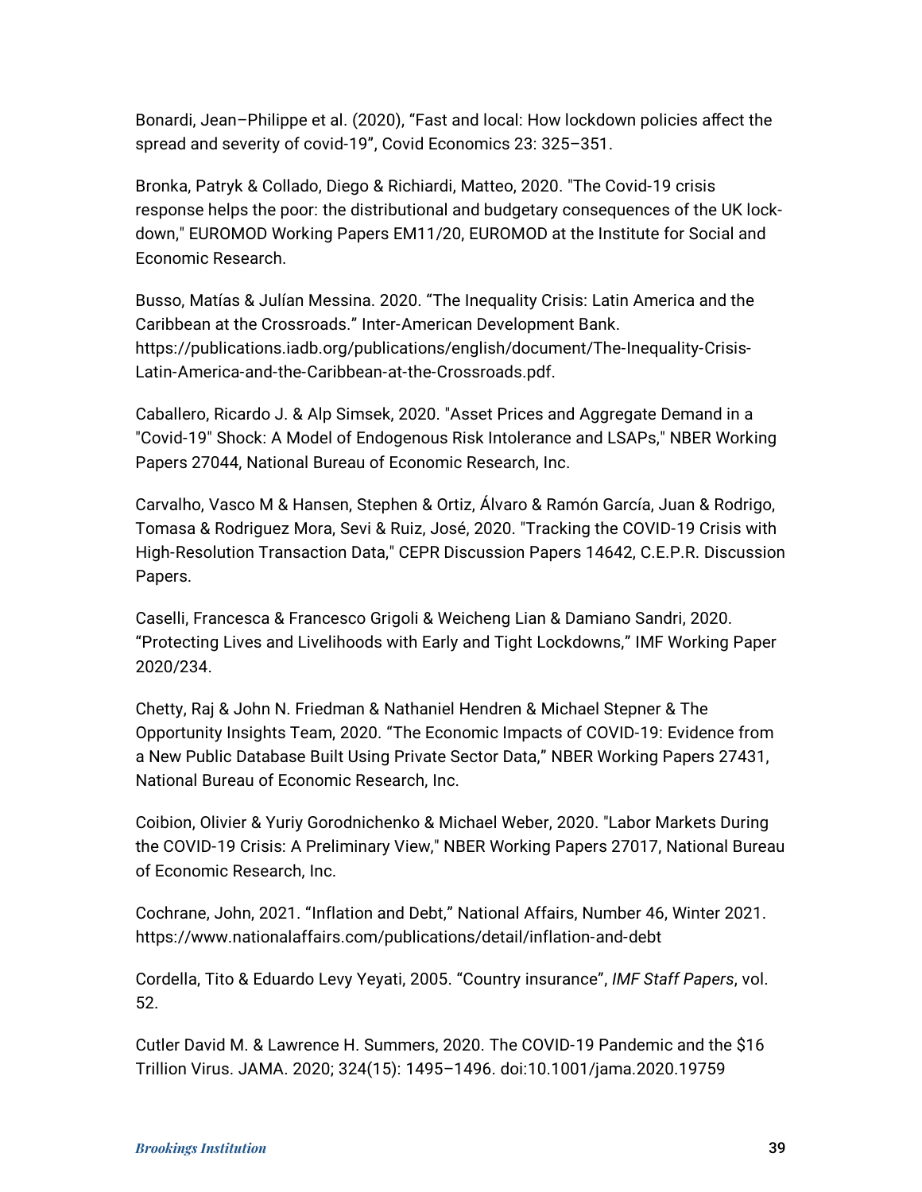Bonardi, Jean–Philippe et al. (2020), “Fast and local: How lockdown policies affect the spread and severity of covid-19”, Covid Economics 23: 325–351.

Bronka, Patryk & Collado, Diego & Richiardi, Matteo, 2020. "The Covid-19 crisis response helps the poor: the distributional and budgetary consequences of the UK lock-down," EUROMOD Working Papers EM11/20, EUROMOD at the Institute for Social and Economic Research.

Busso, Matías & Julían Messina. 2020. “The Inequality Crisis: Latin America and the Caribbean at the Crossroads.” Inter-American Development Bank. https://publications.iadb.org/publications/english/document/The-Inequality-Crisis-Latin-America-and-the-Caribbean-at-the-Crossroads.pdf.

Caballero, Ricardo J. & Alp Simsek, 2020. "Asset Prices and Aggregate Demand in a "Covid-19" Shock: A Model of Endogenous Risk Intolerance and LSAPs," NBER Working Papers 27044, National Bureau of Economic Research, Inc.

Carvalho, Vasco M & Hansen, Stephen & Ortiz, Álvaro & Ramón García, Juan & Rodrigo, Tomasa & Rodriguez Mora, Sevi & Ruiz, José, 2020. "Tracking the COVID-19 Crisis with High-Resolution Transaction Data," CEPR Discussion Papers 14642, C.E.P.R. Discussion Papers.

Caselli, Francesca & Francesco Grigoli & Weicheng Lian & Damiano Sandri, 2020. “Protecting Lives and Livelihoods with Early and Tight Lockdowns,” IMF Working Paper 2020/234.

Chetty, Raj & John N. Friedman & Nathaniel Hendren & Michael Stepner & The Opportunity Insights Team, 2020. “The Economic Impacts of COVID-19: Evidence from a New Public Database Built Using Private Sector Data,” NBER Working Papers 27431, National Bureau of Economic Research, Inc.

Coibion, Olivier & Yuriy Gorodnichenko & Michael Weber, 2020. "Labor Markets During the COVID-19 Crisis: A Preliminary View," NBER Working Papers 27017, National Bureau of Economic Research, Inc.

Cochrane, John, 2021. “Inflation and Debt,” National Affairs, Number 46, Winter 2021. https://www.nationalaffairs.com/publications/detail/inflation-and-debt

Cordella, Tito & Eduardo Levy Yeyati, 2005. “Country insurance”, *IMF Staff Papers*, vol. 52.

Cutler David M. & Lawrence H. Summers, 2020. The COVID-19 Pandemic and the $16 Trillion Virus. JAMA. 2020; 324(15): 1495–1496. doi:10.1001/jama.2020.19759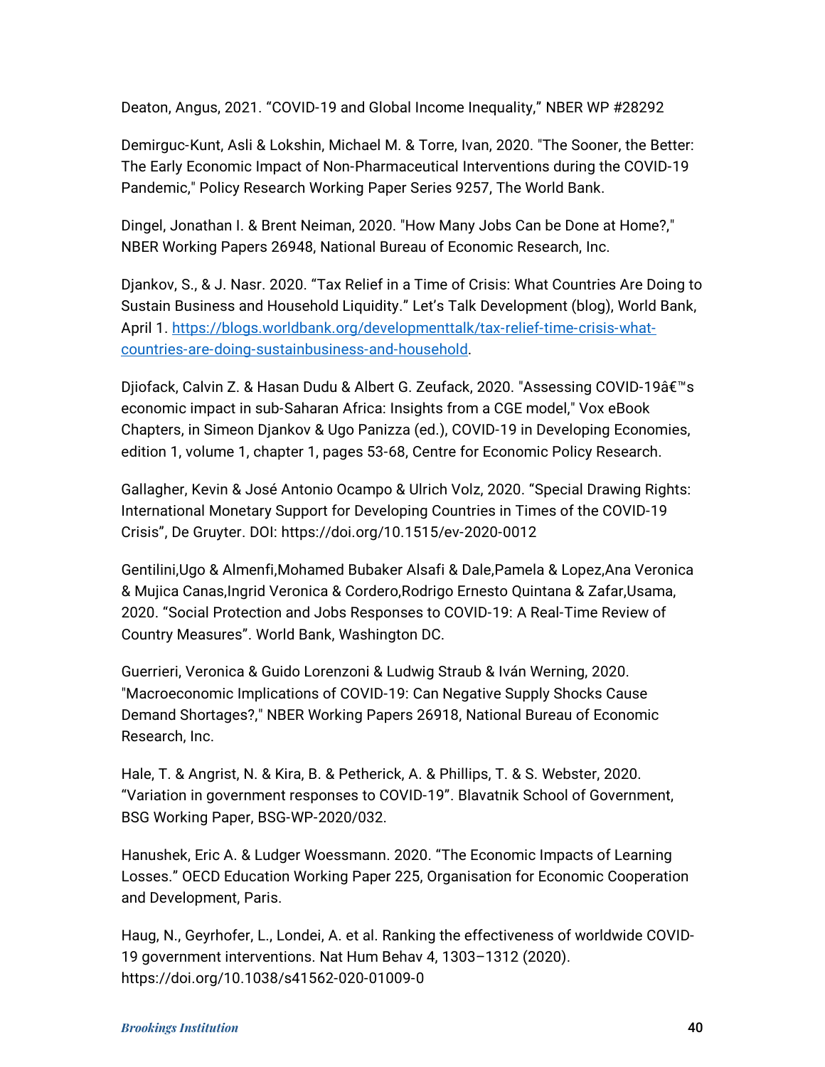Deaton, Angus, 2021. “COVID-19 and Global Income Inequality,” NBER WP #28292

Demirguc-Kunt, Asli & Lokshin, Michael M. & Torre, Ivan, 2020. "The Sooner, the Better: The Early Economic Impact of Non-Pharmaceutical Interventions during the COVID-19 Pandemic," Policy Research Working Paper Series 9257, The World Bank.

Dingel, Jonathan I. & Brent Neiman, 2020. "How Many Jobs Can be Done at Home?," NBER Working Papers 26948, National Bureau of Economic Research, Inc.

Djankov, S., & J. Nasr. 2020. “Tax Relief in a Time of Crisis: What Countries Are Doing to Sustain Business and Household Liquidity.” Let’s Talk Development (blog), World Bank, April 1. [https://blogs.worldbank.org/developmenttalk/tax-relief-time-crisis-what-countries-are-doing-sustainbusiness-and-household](https://blogs.worldbank.org/developmenttalk/tax-relief-time-crisis-what-countries-are-doing-sustainbusiness-and-household).

Djiofack, Calvin Z. & Hasan Dudu & Albert G. Zeufack, 2020. "Assessing COVID-19â€™s economic impact in sub-Saharan Africa: Insights from a CGE model," Vox eBook Chapters, in Simeon Djankov & Ugo Panizza (ed.), COVID-19 in Developing Economies, edition 1, volume 1, chapter 1, pages 53-68, Centre for Economic Policy Research.

Gallagher, Kevin & José Antonio Ocampo & Ulrich Volz, 2020. “Special Drawing Rights: International Monetary Support for Developing Countries in Times of the COVID-19 Crisis”, De Gruyter. DOI: https://doi.org/10.1515/ev-2020-0012

Gentilini,Ugo & Almenfi,Mohamed Bubaker Alsafi & Dale,Pamela & Lopez,Ana Veronica & Mujica Canas,Ingrid Veronica & Cordero,Rodrigo Ernesto Quintana & Zafar,Usama, 2020. “Social Protection and Jobs Responses to COVID-19: A Real-Time Review of Country Measures”. World Bank, Washington DC.

Guerrieri, Veronica & Guido Lorenzoni & Ludwig Straub & Iván Werning, 2020. "Macroeconomic Implications of COVID-19: Can Negative Supply Shocks Cause Demand Shortages?," NBER Working Papers 26918, National Bureau of Economic Research, Inc.

Hale, T. & Angrist, N. & Kira, B. & Petherick, A. & Phillips, T. & S. Webster, 2020. “Variation in government responses to COVID-19”. Blavatnik School of Government, BSG Working Paper, BSG-WP-2020/032.

Hanushek, Eric A. & Ludger Woessmann. 2020. “The Economic Impacts of Learning Losses.” OECD Education Working Paper 225, Organisation for Economic Cooperation and Development, Paris.

Haug, N., Geyrhofer, L., Londei, A. et al. Ranking the effectiveness of worldwide COVID-19 government interventions. Nat Hum Behav 4, 1303–1312 (2020). https://doi.org/10.1038/s41562-020-01009-0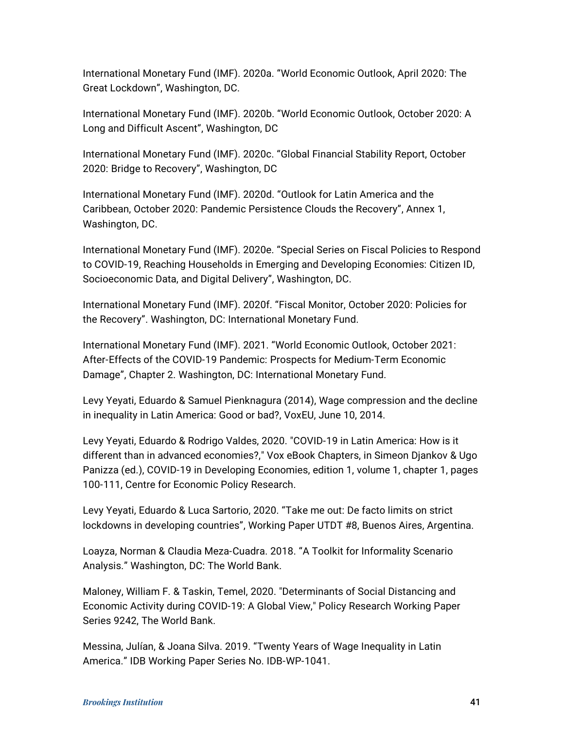International Monetary Fund (IMF). 2020a. “World Economic Outlook, April 2020: The Great Lockdown”, Washington, DC.

International Monetary Fund (IMF). 2020b. “World Economic Outlook, October 2020: A Long and Difficult Ascent”, Washington, DC

International Monetary Fund (IMF). 2020c. “Global Financial Stability Report, October 2020: Bridge to Recovery”, Washington, DC

International Monetary Fund (IMF). 2020d. “Outlook for Latin America and the Caribbean, October 2020: Pandemic Persistence Clouds the Recovery”, Annex 1, Washington, DC.

International Monetary Fund (IMF). 2020e. “Special Series on Fiscal Policies to Respond to COVID-19, Reaching Households in Emerging and Developing Economies: Citizen ID, Socioeconomic Data, and Digital Delivery”, Washington, DC.

International Monetary Fund (IMF). 2020f. “Fiscal Monitor, October 2020: Policies for the Recovery”. Washington, DC: International Monetary Fund.

International Monetary Fund (IMF). 2021. “World Economic Outlook, October 2021: After-Effects of the COVID-19 Pandemic: Prospects for Medium-Term Economic Damage”, Chapter 2. Washington, DC: International Monetary Fund.

Levy Yeyati, Eduardo & Samuel Pienknagura (2014), Wage compression and the decline in inequality in Latin America: Good or bad?, VoxEU, June 10, 2014.

Levy Yeyati, Eduardo & Rodrigo Valdes, 2020. "COVID-19 in Latin America: How is it different than in advanced economies?," Vox eBook Chapters, in Simeon Djankov & Ugo Panizza (ed.), COVID-19 in Developing Economies, edition 1, volume 1, chapter 1, pages 100-111, Centre for Economic Policy Research.

Levy Yeyati, Eduardo & Luca Sartorio, 2020. “Take me out: De facto limits on strict lockdowns in developing countries”, Working Paper UTDT #8, Buenos Aires, Argentina.

Loayza, Norman & Claudia Meza-Cuadra. 2018. “A Toolkit for Informality Scenario Analysis.” Washington, DC: The World Bank.

Maloney, William F. & Taskin, Temel, 2020. "Determinants of Social Distancing and Economic Activity during COVID-19: A Global View," Policy Research Working Paper Series 9242, The World Bank.

Messina, Julían, & Joana Silva. 2019. “Twenty Years of Wage Inequality in Latin America.” IDB Working Paper Series No. IDB-WP-1041.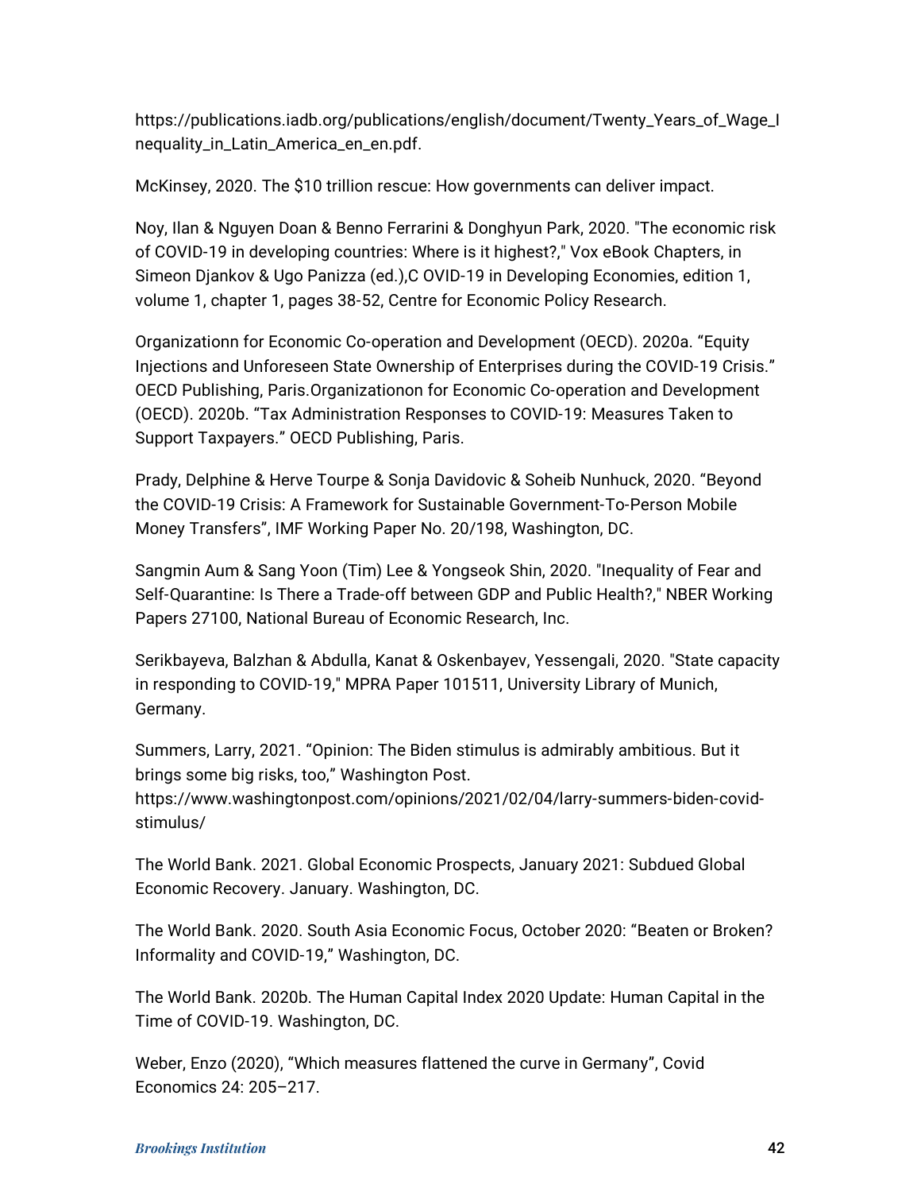https://publications.iadb.org/publications/english/document/Twenty_Years_of_Wage_Inequality_in_Latin_America_en_en.pdf.

McKinsey, 2020. The $10 trillion rescue: How governments can deliver impact.

Noy, Ilan & Nguyen Doan & Benno Ferrarini & Donghyun Park, 2020. "The economic risk of COVID-19 in developing countries: Where is it highest?," Vox eBook Chapters, in Simeon Djankov & Ugo Panizza (ed.),C OVID-19 in Developing Economies, edition 1, volume 1, chapter 1, pages 38-52, Centre for Economic Policy Research.

Organizationn for Economic Co-operation and Development (OECD). 2020a. "Equity Injections and Unforeseen State Ownership of Enterprises during the COVID-19 Crisis." OECD Publishing, Paris.Organizationon for Economic Co-operation and Development (OECD). 2020b. "Tax Administration Responses to COVID-19: Measures Taken to Support Taxpayers." OECD Publishing, Paris.

Prady, Delphine & Herve Tourpe & Sonja Davidovic & Soheib Nunhuck, 2020. "Beyond the COVID-19 Crisis: A Framework for Sustainable Government-To-Person Mobile Money Transfers", IMF Working Paper No. 20/198, Washington, DC.

Sangmin Aum & Sang Yoon (Tim) Lee & Yongseok Shin, 2020. "Inequality of Fear and Self-Quarantine: Is There a Trade-off between GDP and Public Health?," NBER Working Papers 27100, National Bureau of Economic Research, Inc.

Serikbayeva, Balzhan & Abdulla, Kanat & Oskenbayev, Yessengali, 2020. "State capacity in responding to COVID-19," MPRA Paper 101511, University Library of Munich, Germany.

Summers, Larry, 2021. "Opinion: The Biden stimulus is admirably ambitious. But it brings some big risks, too," Washington Post. https://www.washingtonpost.com/opinions/2021/02/04/larry-summers-biden-covid-stimulus/

The World Bank. 2021. Global Economic Prospects, January 2021: Subdued Global Economic Recovery. January. Washington, DC.

The World Bank. 2020. South Asia Economic Focus, October 2020: "Beaten or Broken? Informality and COVID-19," Washington, DC.

The World Bank. 2020b. The Human Capital Index 2020 Update: Human Capital in the Time of COVID-19. Washington, DC.

Weber, Enzo (2020), "Which measures flattened the curve in Germany", Covid Economics 24: 205–217.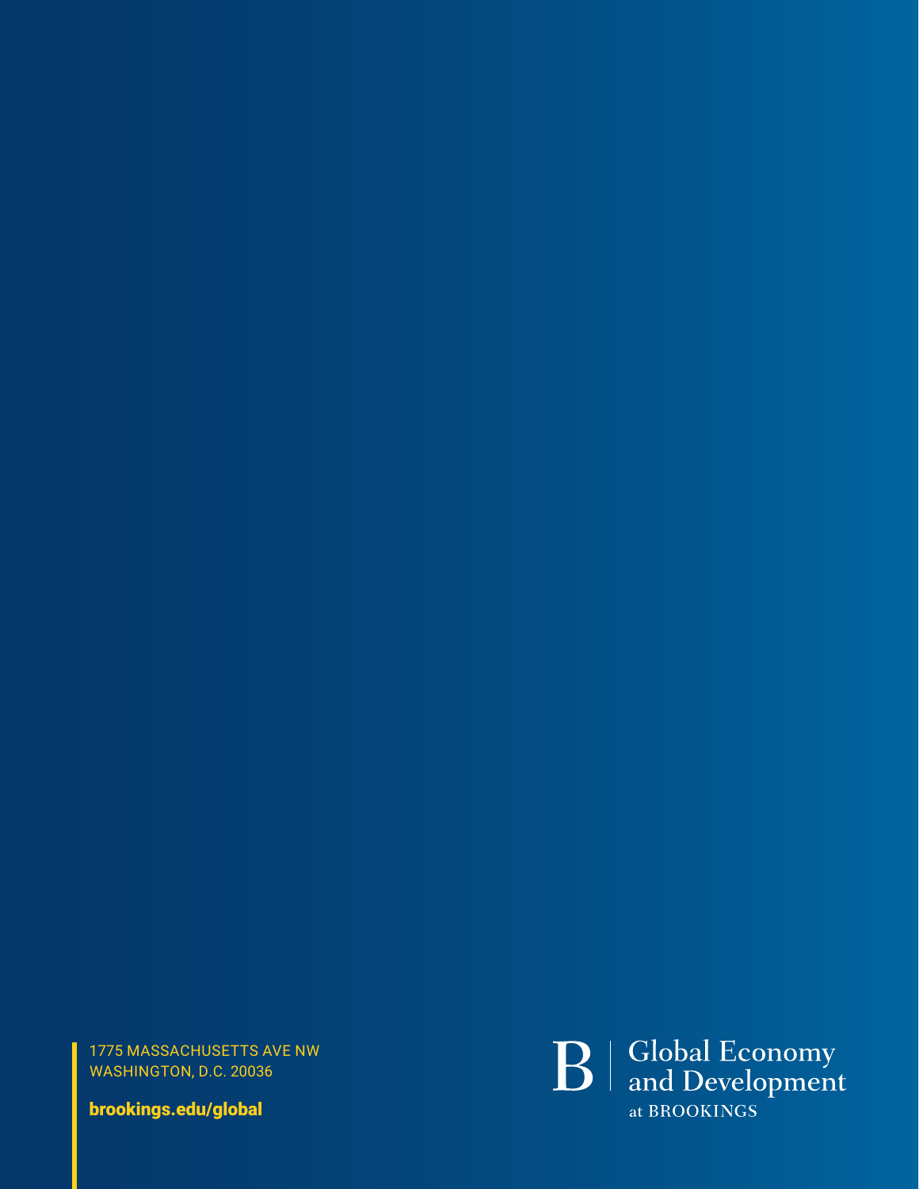1775 MASSACHUSETTS AVE NW
WASHINGTON, D.C. 20036

**brookings.edu/global**

B | Global Economy and Development
at BROOKINGS